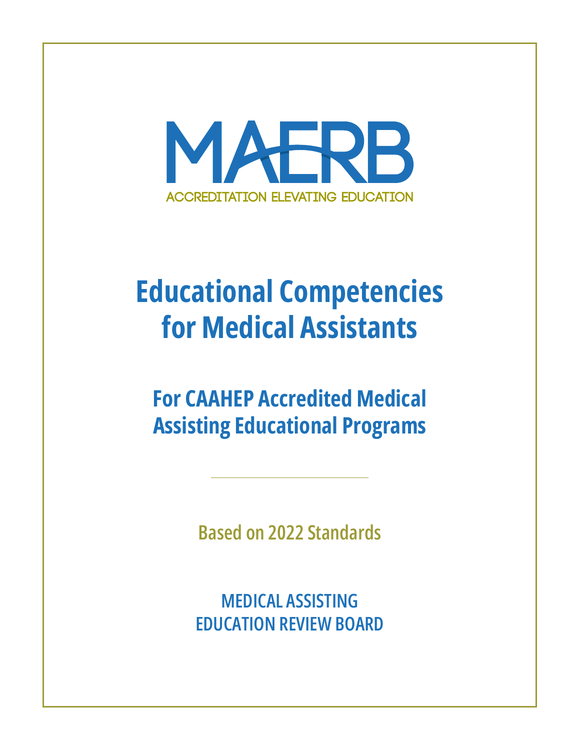MAERB

ACCREDITATION ELEVATING EDUCATION

# Educational Competencies for Medical Assistants

## For CAAHEP Accredited Medical Assisting Educational Programs

---

Based on 2022 Standards

MEDICAL ASSISTING
EDUCATION REVIEW BOARD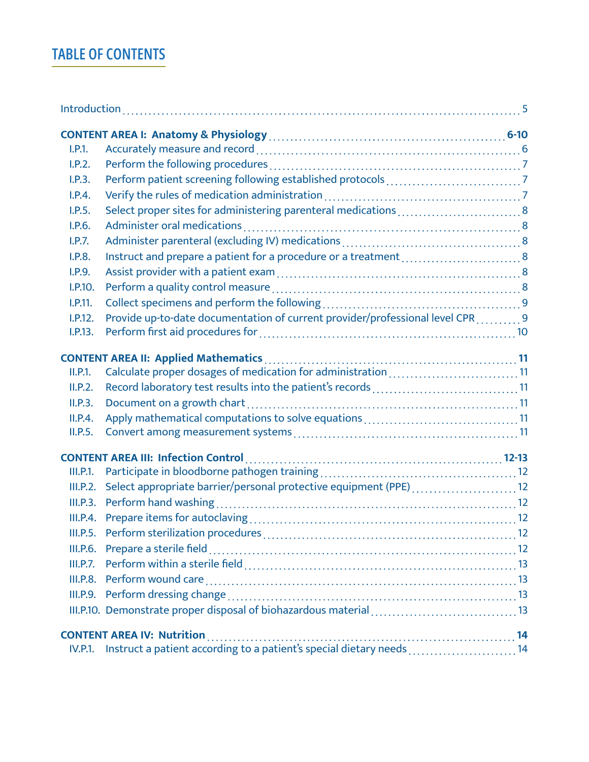# TABLE OF CONTENTS

| | | |
|---|---|---|
| Introduction | | 5 |
| **CONTENT AREA I: Anatomy & Physiology** | | **6-10** |
| I.P.1. | Accurately measure and record | 6 |
| I.P.2. | Perform the following procedures | 7 |
| I.P.3. | Perform patient screening following established protocols | 7 |
| I.P.4. | Verify the rules of medication administration | 7 |
| I.P.5. | Select proper sites for administering parenteral medications | 8 |
| I.P.6. | Administer oral medications | 8 |
| I.P.7. | Administer parenteral (excluding IV) medications | 8 |
| I.P.8. | Instruct and prepare a patient for a procedure or a treatment | 8 |
| I.P.9. | Assist provider with a patient exam | 8 |
| I.P.10. | Perform a quality control measure | 8 |
| I.P.11. | Collect specimens and perform the following | 9 |
| I.P.12. | Provide up-to-date documentation of current provider/professional level CPR | 9 |
| I.P.13. | Perform first aid procedures for | 10 |
| **CONTENT AREA II: Applied Mathematics** | | **11** |
| II.P.1. | Calculate proper dosages of medication for administration | 11 |
| II.P.2. | Record laboratory test results into the patient's records | 11 |
| II.P.3. | Document on a growth chart | 11 |
| II.P.4. | Apply mathematical computations to solve equations | 11 |
| II.P.5. | Convert among measurement systems | 11 |
| **CONTENT AREA III: Infection Control** | | **12-13** |
| III.P.1. | Participate in bloodborne pathogen training | 12 |
| III.P.2. | Select appropriate barrier/personal protective equipment (PPE) | 12 |
| III.P.3. | Perform hand washing | 12 |
| III.P.4. | Prepare items for autoclaving | 12 |
| III.P.5. | Perform sterilization procedures | 12 |
| III.P.6. | Prepare a sterile field | 12 |
| III.P.7. | Perform within a sterile field | 13 |
| III.P.8. | Perform wound care | 13 |
| III.P.9. | Perform dressing change | 13 |
| III.P.10. | Demonstrate proper disposal of biohazardous material | 13 |
| **CONTENT AREA IV: Nutrition** | | **14** |
| IV.P.1. | Instruct a patient according to a patient's special dietary needs | 14 |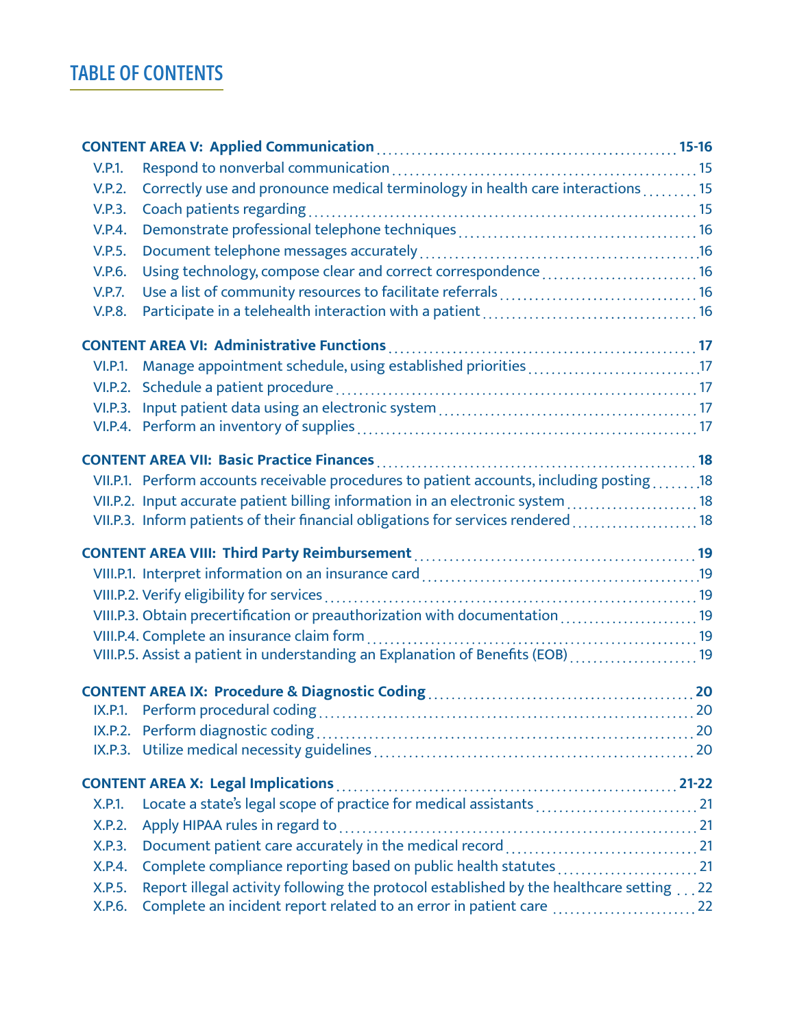# TABLE OF CONTENTS

| | | |
|---|---|---|
| **CONTENT AREA V: Applied Communication** | | **15-16** |
| V.P.1. | Respond to nonverbal communication | 15 |
| V.P.2. | Correctly use and pronounce medical terminology in health care interactions | 15 |
| V.P.3. | Coach patients regarding | 15 |
| V.P.4. | Demonstrate professional telephone techniques | 16 |
| V.P.5. | Document telephone messages accurately | 16 |
| V.P.6. | Using technology, compose clear and correct correspondence | 16 |
| V.P.7. | Use a list of community resources to facilitate referrals | 16 |
| V.P.8. | Participate in a telehealth interaction with a patient | 16 |
| **CONTENT AREA VI: Administrative Functions** | | **17** |
| VI.P.1. | Manage appointment schedule, using established priorities | 17 |
| VI.P.2. | Schedule a patient procedure | 17 |
| VI.P.3. | Input patient data using an electronic system | 17 |
| VI.P.4. | Perform an inventory of supplies | 17 |
| **CONTENT AREA VII: Basic Practice Finances** | | **18** |
| VII.P.1. | Perform accounts receivable procedures to patient accounts, including posting | 18 |
| VII.P.2. | Input accurate patient billing information in an electronic system | 18 |
| VII.P.3. | Inform patients of their financial obligations for services rendered | 18 |
| **CONTENT AREA VIII: Third Party Reimbursement** | | **19** |
| VIII.P.1. | Interpret information on an insurance card | 19 |
| VIII.P.2. | Verify eligibility for services | 19 |
| VIII.P.3. | Obtain precertification or preauthorization with documentation | 19 |
| VIII.P.4. | Complete an insurance claim form | 19 |
| VIII.P.5. | Assist a patient in understanding an Explanation of Benefits (EOB) | 19 |
| **CONTENT AREA IX: Procedure & Diagnostic Coding** | | **20** |
| IX.P.1. | Perform procedural coding | 20 |
| IX.P.2. | Perform diagnostic coding | 20 |
| IX.P.3. | Utilize medical necessity guidelines | 20 |
| **CONTENT AREA X: Legal Implications** | | **21-22** |
| X.P.1. | Locate a state's legal scope of practice for medical assistants | 21 |
| X.P.2. | Apply HIPAA rules in regard to | 21 |
| X.P.3. | Document patient care accurately in the medical record | 21 |
| X.P.4. | Complete compliance reporting based on public health statutes | 21 |
| X.P.5. | Report illegal activity following the protocol established by the healthcare setting | 22 |
| X.P.6. | Complete an incident report related to an error in patient care | 22 |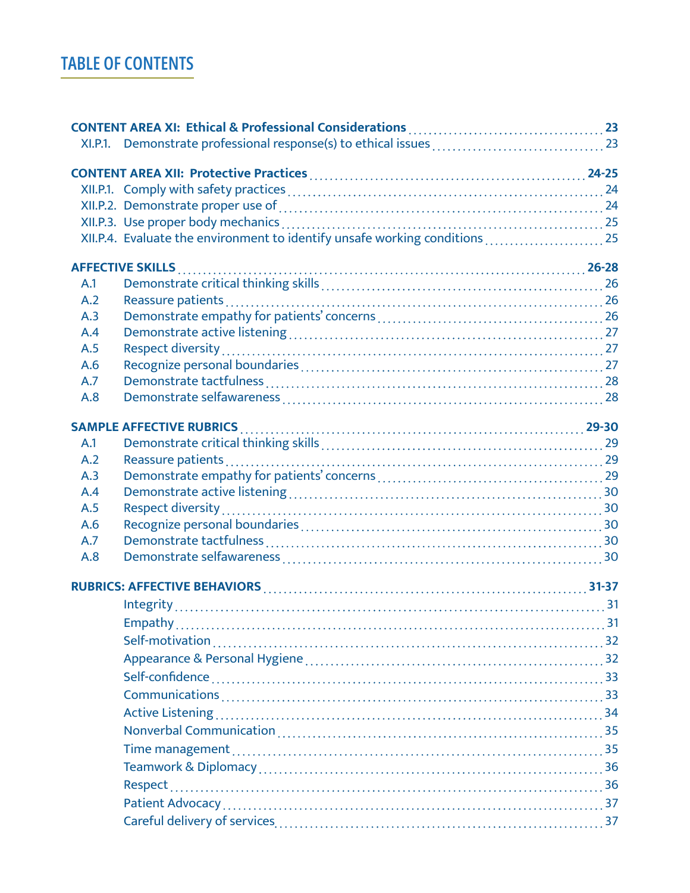## TABLE OF CONTENTS

**CONTENT AREA XI: Ethical & Professional Considerations** ....... **23**

- XI.P.1. Demonstrate professional response(s) to ethical issues ....... 23

**CONTENT AREA XII: Protective Practices** ....... **24-25**

- XII.P.1. Comply with safety practices ....... 24
- XII.P.2. Demonstrate proper use of ....... 24
- XII.P.3. Use proper body mechanics ....... 25
- XII.P.4. Evaluate the environment to identify unsafe working conditions ....... 25

**AFFECTIVE SKILLS** ....... **26-28**

- A.1 Demonstrate critical thinking skills ....... 26
- A.2 Reassure patients ....... 26
- A.3 Demonstrate empathy for patients' concerns ....... 26
- A.4 Demonstrate active listening ....... 27
- A.5 Respect diversity ....... 27
- A.6 Recognize personal boundaries ....... 27
- A.7 Demonstrate tactfulness ....... 28
- A.8 Demonstrate selfawareness ....... 28

**SAMPLE AFFECTIVE RUBRICS** ....... **29-30**

- A.1 Demonstrate critical thinking skills ....... 29
- A.2 Reassure patients ....... 29
- A.3 Demonstrate empathy for patients' concerns ....... 29
- A.4 Demonstrate active listening ....... 30
- A.5 Respect diversity ....... 30
- A.6 Recognize personal boundaries ....... 30
- A.7 Demonstrate tactfulness ....... 30
- A.8 Demonstrate selfawareness ....... 30

**RUBRICS: AFFECTIVE BEHAVIORS** ....... **31-37**

- Integrity ....... 31
- Empathy ....... 31
- Self-motivation ....... 32
- Appearance & Personal Hygiene ....... 32
- Self-confidence ....... 33
- Communications ....... 33
- Active Listening ....... 34
- Nonverbal Communication ....... 35
- Time management ....... 35
- Teamwork & Diplomacy ....... 36
- Respect ....... 36
- Patient Advocacy ....... 37
- Careful delivery of services ....... 37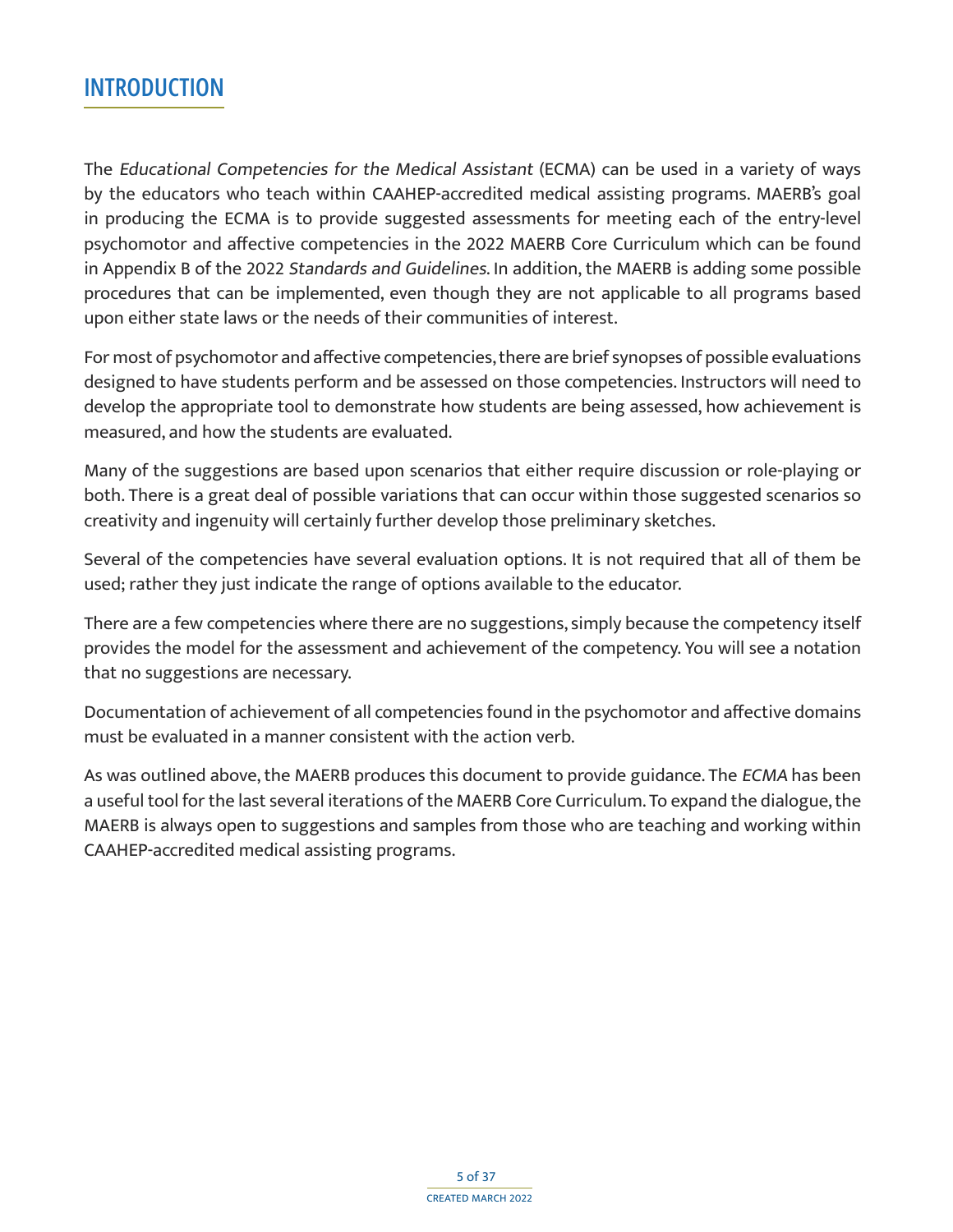# INTRODUCTION

The *Educational Competencies for the Medical Assistant* (ECMA) can be used in a variety of ways by the educators who teach within CAAHEP-accredited medical assisting programs. MAERB's goal in producing the ECMA is to provide suggested assessments for meeting each of the entry-level psychomotor and affective competencies in the 2022 MAERB Core Curriculum which can be found in Appendix B of the 2022 *Standards and Guidelines*. In addition, the MAERB is adding some possible procedures that can be implemented, even though they are not applicable to all programs based upon either state laws or the needs of their communities of interest.

For most of psychomotor and affective competencies, there are brief synopses of possible evaluations designed to have students perform and be assessed on those competencies. Instructors will need to develop the appropriate tool to demonstrate how students are being assessed, how achievement is measured, and how the students are evaluated.

Many of the suggestions are based upon scenarios that either require discussion or role-playing or both. There is a great deal of possible variations that can occur within those suggested scenarios so creativity and ingenuity will certainly further develop those preliminary sketches.

Several of the competencies have several evaluation options. It is not required that all of them be used; rather they just indicate the range of options available to the educator.

There are a few competencies where there are no suggestions, simply because the competency itself provides the model for the assessment and achievement of the competency. You will see a notation that no suggestions are necessary.

Documentation of achievement of all competencies found in the psychomotor and affective domains must be evaluated in a manner consistent with the action verb.

As was outlined above, the MAERB produces this document to provide guidance. The *ECMA* has been a useful tool for the last several iterations of the MAERB Core Curriculum. To expand the dialogue, the MAERB is always open to suggestions and samples from those who are teaching and working within CAAHEP-accredited medical assisting programs.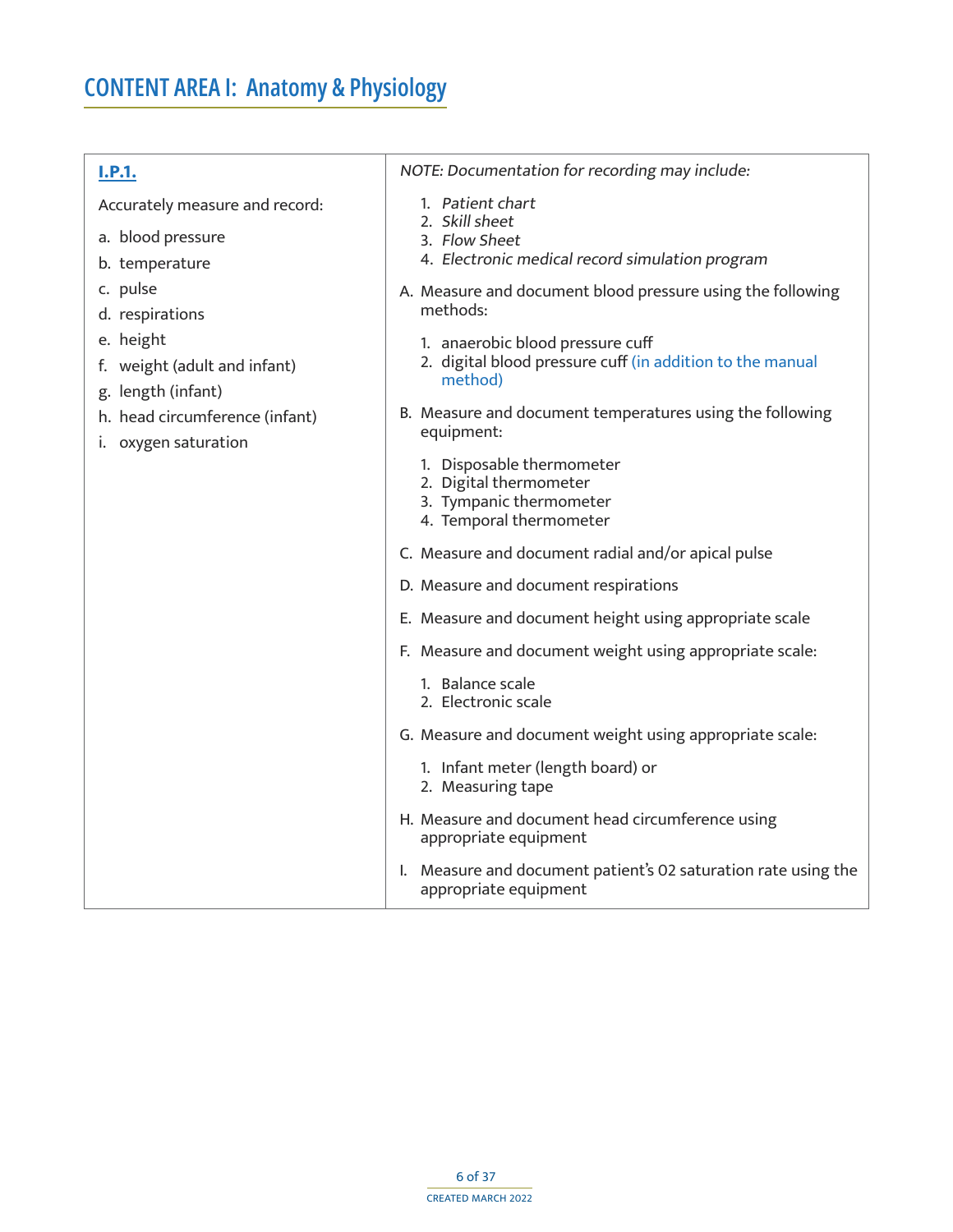# CONTENT AREA I: Anatomy & Physiology

| **I.P.1.** | *NOTE: Documentation for recording may include:* |
|---|---|
| Accurately measure and record:<br><br>a. blood pressure<br>b. temperature<br>c. pulse<br>d. respirations<br>e. height<br>f. weight (adult and infant)<br>g. length (infant)<br>h. head circumference (infant)<br>i. oxygen saturation | 1. *Patient chart*<br>2. *Skill sheet*<br>3. *Flow Sheet*<br>4. *Electronic medical record simulation program*<br><br>A. Measure and document blood pressure using the following methods:<br>1. anaerobic blood pressure cuff<br>2. digital blood pressure cuff (in addition to the manual method)<br><br>B. Measure and document temperatures using the following equipment:<br>1. Disposable thermometer<br>2. Digital thermometer<br>3. Tympanic thermometer<br>4. Temporal thermometer<br><br>C. Measure and document radial and/or apical pulse<br><br>D. Measure and document respirations<br><br>E. Measure and document height using appropriate scale<br><br>F. Measure and document weight using appropriate scale:<br>1. Balance scale<br>2. Electronic scale<br><br>G. Measure and document weight using appropriate scale:<br>1. Infant meter (length board) or<br>2. Measuring tape<br><br>H. Measure and document head circumference using appropriate equipment<br><br>I. Measure and document patient's 02 saturation rate using the appropriate equipment |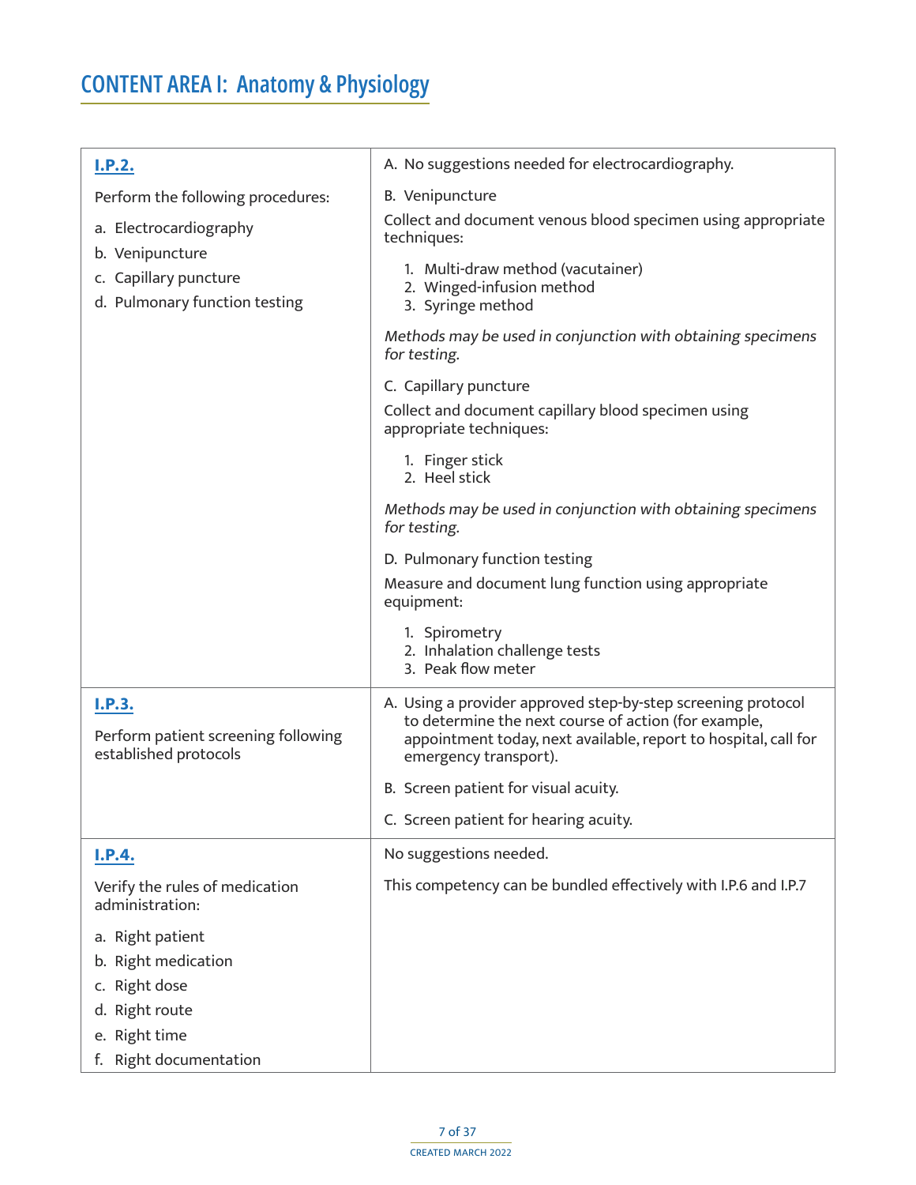# CONTENT AREA I: Anatomy & Physiology

| | |
|---|---|
| **I.P.2.**<br><br>Perform the following procedures:<br><br>a. Electrocardiography<br>b. Venipuncture<br>c. Capillary puncture<br>d. Pulmonary function testing | A. No suggestions needed for electrocardiography.<br><br>B. Venipuncture<br><br>Collect and document venous blood specimen using appropriate techniques:<br><br>1. Multi-draw method (vacutainer)<br>2. Winged-infusion method<br>3. Syringe method<br><br>*Methods may be used in conjunction with obtaining specimens for testing.*<br><br>C. Capillary puncture<br><br>Collect and document capillary blood specimen using appropriate techniques:<br><br>1. Finger stick<br>2. Heel stick<br><br>*Methods may be used in conjunction with obtaining specimens for testing.*<br><br>D. Pulmonary function testing<br><br>Measure and document lung function using appropriate equipment:<br><br>1. Spirometry<br>2. Inhalation challenge tests<br>3. Peak flow meter |
| **I.P.3.**<br><br>Perform patient screening following established protocols | A. Using a provider approved step-by-step screening protocol to determine the next course of action (for example, appointment today, next available, report to hospital, call for emergency transport).<br><br>B. Screen patient for visual acuity.<br><br>C. Screen patient for hearing acuity. |
| **I.P.4.**<br><br>Verify the rules of medication administration:<br><br>a. Right patient<br>b. Right medication<br>c. Right dose<br>d. Right route<br>e. Right time<br>f. Right documentation | No suggestions needed.<br><br>This competency can be bundled effectively with I.P.6 and I.P.7 |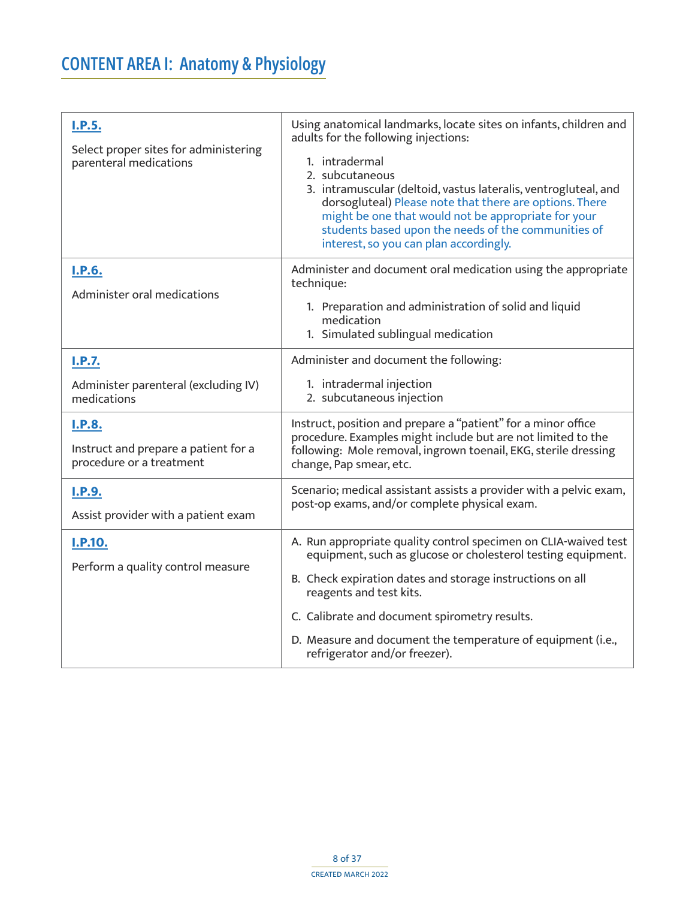# CONTENT AREA I: Anatomy & Physiology

| | |
|---|---|
| **I.P.5.**<br><br>Select proper sites for administering parenteral medications | Using anatomical landmarks, locate sites on infants, children and adults for the following injections:<br><br>1. intradermal<br>2. subcutaneous<br>3. intramuscular (deltoid, vastus lateralis, ventrogluteal, and dorsogluteal) Please note that there are options. There might be one that would not be appropriate for your students based upon the needs of the communities of interest, so you can plan accordingly. |
| **I.P.6.**<br><br>Administer oral medications | Administer and document oral medication using the appropriate technique:<br><br>1. Preparation and administration of solid and liquid medication<br>1. Simulated sublingual medication |
| **I.P.7.**<br><br>Administer parenteral (excluding IV) medications | Administer and document the following:<br><br>1. intradermal injection<br>2. subcutaneous injection |
| **I.P.8.**<br><br>Instruct and prepare a patient for a procedure or a treatment | Instruct, position and prepare a "patient" for a minor office procedure. Examples might include but are not limited to the following: Mole removal, ingrown toenail, EKG, sterile dressing change, Pap smear, etc. |
| **I.P.9.**<br><br>Assist provider with a patient exam | Scenario; medical assistant assists a provider with a pelvic exam, post-op exams, and/or complete physical exam. |
| **I.P.10.**<br><br>Perform a quality control measure | A. Run appropriate quality control specimen on CLIA-waived test equipment, such as glucose or cholesterol testing equipment.<br><br>B. Check expiration dates and storage instructions on all reagents and test kits.<br><br>C. Calibrate and document spirometry results.<br><br>D. Measure and document the temperature of equipment (i.e., refrigerator and/or freezer). |

CREATED MARCH 2022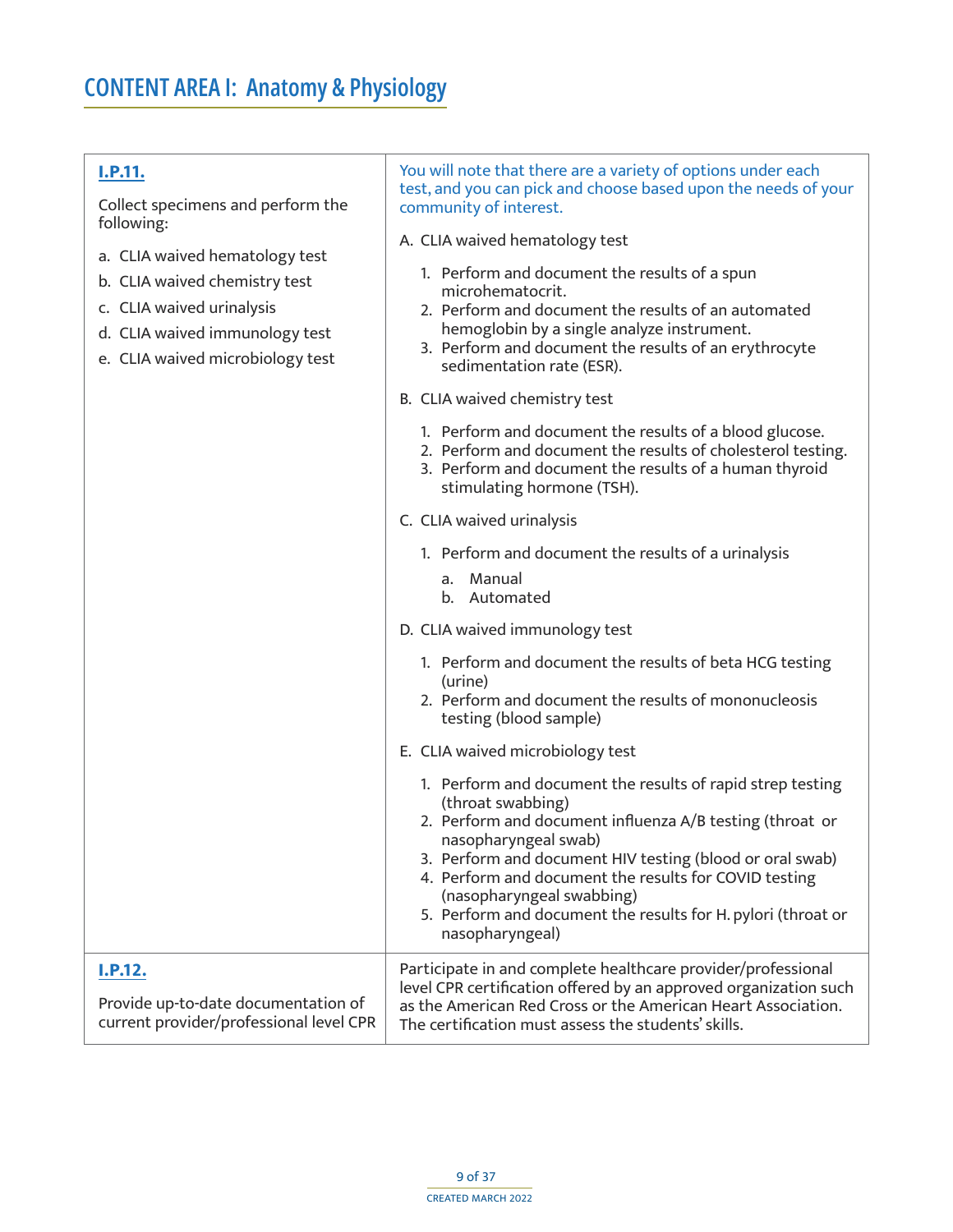# CONTENT AREA I: Anatomy & Physiology

| | |
|---|---|
| **I.P.11.**<br><br>Collect specimens and perform the following:<br><br>a. CLIA waived hematology test<br>b. CLIA waived chemistry test<br>c. CLIA waived urinalysis<br>d. CLIA waived immunology test<br>e. CLIA waived microbiology test | You will note that there are a variety of options under each test, and you can pick and choose based upon the needs of your community of interest.<br><br>A. CLIA waived hematology test<br>1. Perform and document the results of a spun microhematocrit.<br>2. Perform and document the results of an automated hemoglobin by a single analyze instrument.<br>3. Perform and document the results of an erythrocyte sedimentation rate (ESR).<br><br>B. CLIA waived chemistry test<br>1. Perform and document the results of a blood glucose.<br>2. Perform and document the results of cholesterol testing.<br>3. Perform and document the results of a human thyroid stimulating hormone (TSH).<br><br>C. CLIA waived urinalysis<br>1. Perform and document the results of a urinalysis<br>a. Manual<br>b. Automated<br><br>D. CLIA waived immunology test<br>1. Perform and document the results of beta HCG testing (urine)<br>2. Perform and document the results of mononucleosis testing (blood sample)<br><br>E. CLIA waived microbiology test<br>1. Perform and document the results of rapid strep testing (throat swabbing)<br>2. Perform and document influenza A/B testing (throat or nasopharyngeal swab)<br>3. Perform and document HIV testing (blood or oral swab)<br>4. Perform and document the results for COVID testing (nasopharyngeal swabbing)<br>5. Perform and document the results for H. pylori (throat or nasopharyngeal) |
| **I.P.12.**<br><br>Provide up-to-date documentation of current provider/professional level CPR | Participate in and complete healthcare provider/professional level CPR certification offered by an approved organization such as the American Red Cross or the American Heart Association. The certification must assess the students' skills. |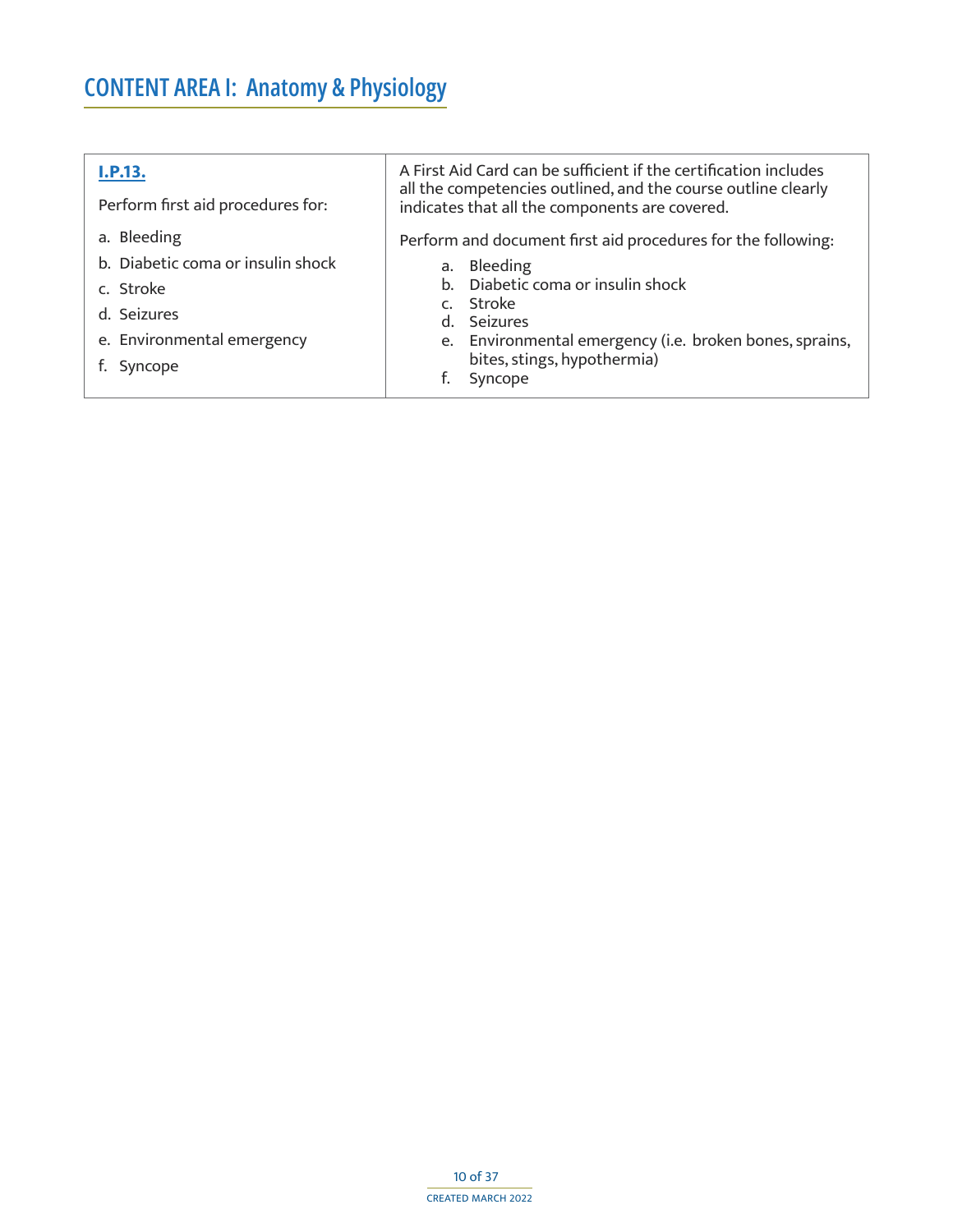# CONTENT AREA I: Anatomy & Physiology

| **I.P.13.**<br><br>Perform first aid procedures for:<br><br>a. Bleeding<br>b. Diabetic coma or insulin shock<br>c. Stroke<br>d. Seizures<br>e. Environmental emergency<br>f. Syncope | A First Aid Card can be sufficient if the certification includes all the competencies outlined, and the course outline clearly indicates that all the components are covered.<br><br>Perform and document first aid procedures for the following:<br><br>a. Bleeding<br>b. Diabetic coma or insulin shock<br>c. Stroke<br>d. Seizures<br>e. Environmental emergency (i.e. broken bones, sprains, bites, stings, hypothermia)<br>f. Syncope |
|---|---|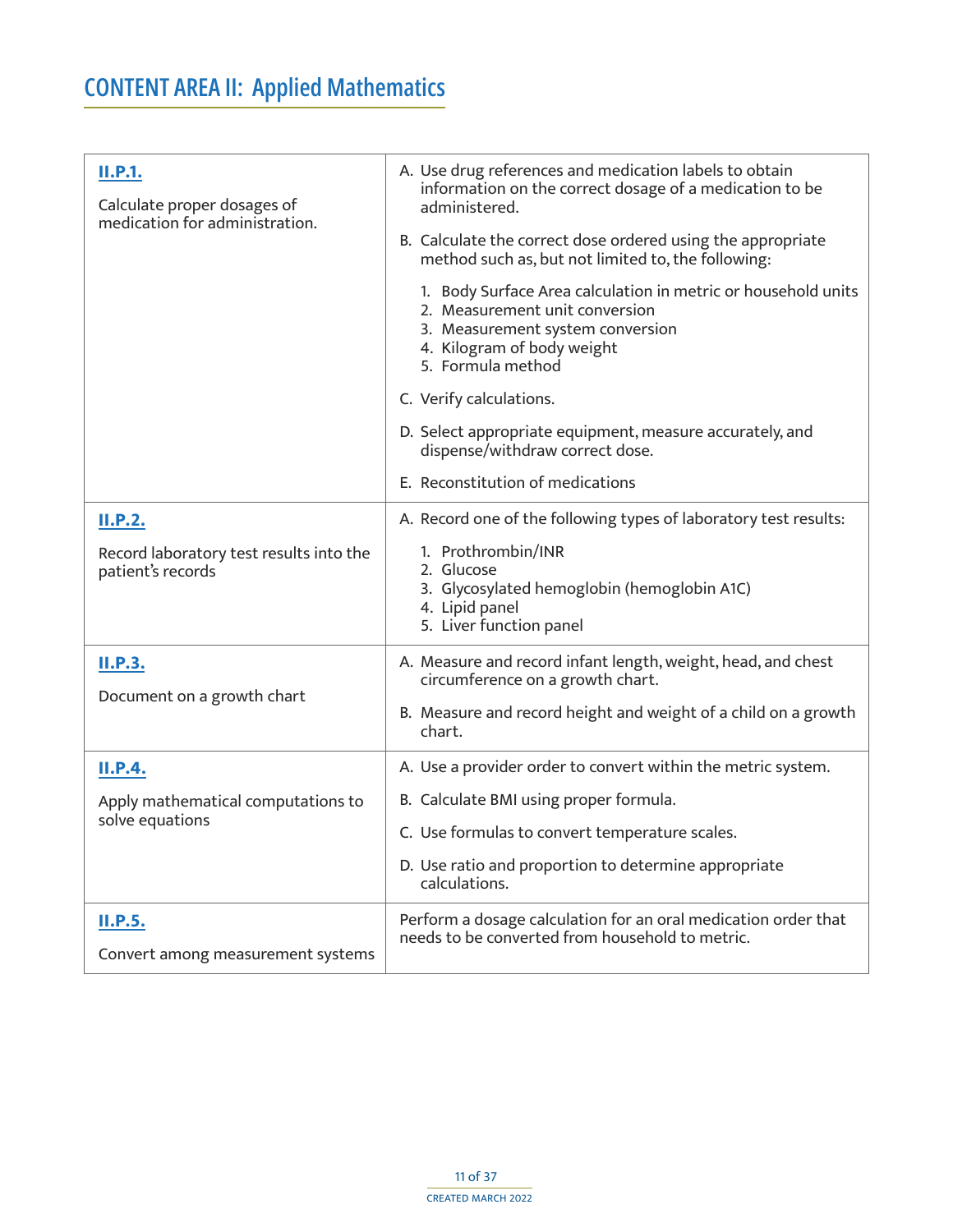## CONTENT AREA II: Applied Mathematics

| | |
|---|---|
| **II.P.1.**<br><br>Calculate proper dosages of medication for administration. | A. Use drug references and medication labels to obtain information on the correct dosage of a medication to be administered.<br><br>B. Calculate the correct dose ordered using the appropriate method such as, but not limited to, the following:<br><br>1. Body Surface Area calculation in metric or household units<br>2. Measurement unit conversion<br>3. Measurement system conversion<br>4. Kilogram of body weight<br>5. Formula method<br><br>C. Verify calculations.<br><br>D. Select appropriate equipment, measure accurately, and dispense/withdraw correct dose.<br><br>E. Reconstitution of medications |
| **II.P.2.**<br><br>Record laboratory test results into the patient's records | A. Record one of the following types of laboratory test results:<br><br>1. Prothrombin/INR<br>2. Glucose<br>3. Glycosylated hemoglobin (hemoglobin A1C)<br>4. Lipid panel<br>5. Liver function panel |
| **II.P.3.**<br><br>Document on a growth chart | A. Measure and record infant length, weight, head, and chest circumference on a growth chart.<br><br>B. Measure and record height and weight of a child on a growth chart. |
| **II.P.4.**<br><br>Apply mathematical computations to solve equations | A. Use a provider order to convert within the metric system.<br><br>B. Calculate BMI using proper formula.<br><br>C. Use formulas to convert temperature scales.<br><br>D. Use ratio and proportion to determine appropriate calculations. |
| **II.P.5.**<br><br>Convert among measurement systems | Perform a dosage calculation for an oral medication order that needs to be converted from household to metric. |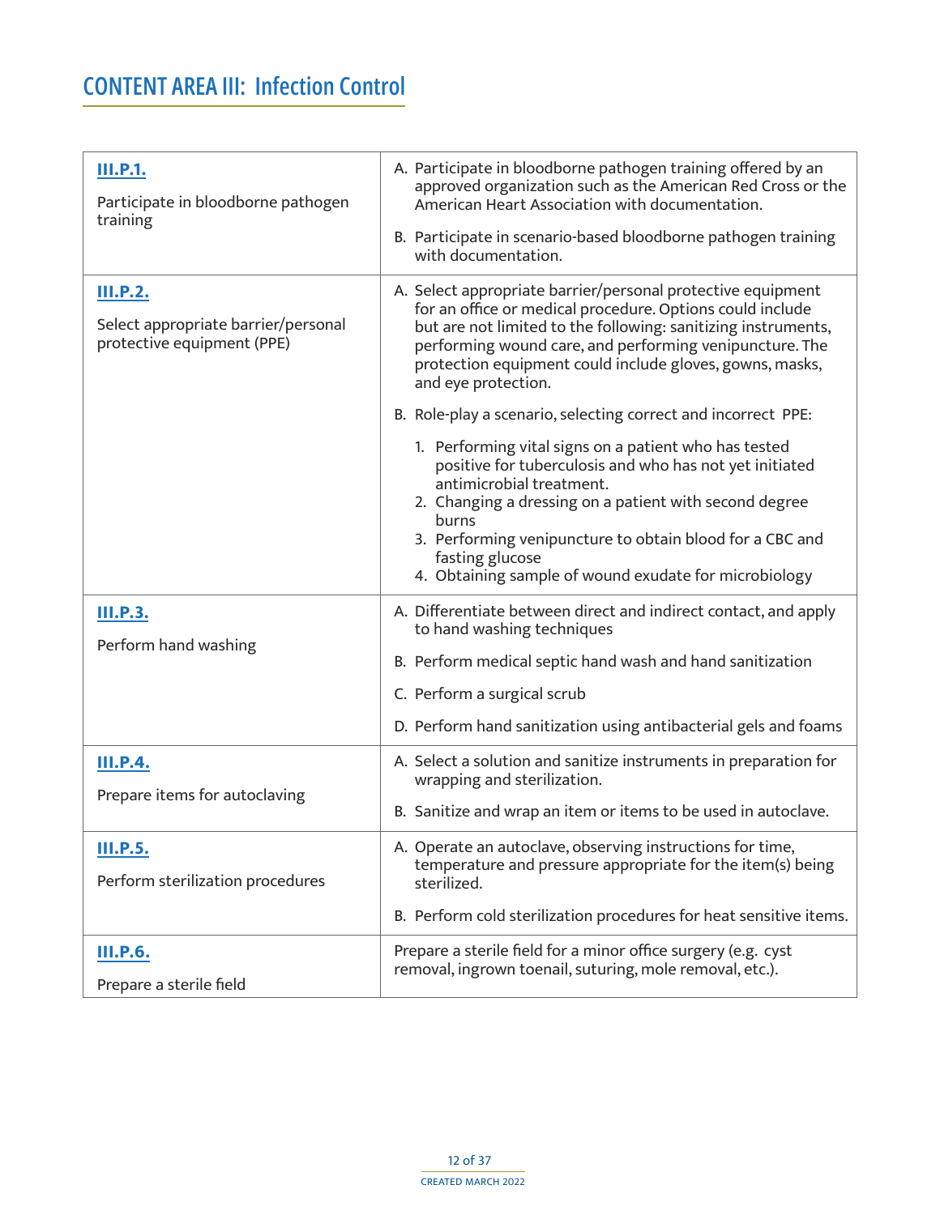## CONTENT AREA III: Infection Control

| | |
|---|---|
| **III.P.1.**<br><br>Participate in bloodborne pathogen training | A. Participate in bloodborne pathogen training offered by an approved organization such as the American Red Cross or the American Heart Association with documentation.<br><br>B. Participate in scenario-based bloodborne pathogen training with documentation. |
| **III.P.2.**<br><br>Select appropriate barrier/personal protective equipment (PPE) | A. Select appropriate barrier/personal protective equipment for an office or medical procedure. Options could include but are not limited to the following: sanitizing instruments, performing wound care, and performing venipuncture. The protection equipment could include gloves, gowns, masks, and eye protection.<br><br>B. Role-play a scenario, selecting correct and incorrect PPE:<br><br>1. Performing vital signs on a patient who has tested positive for tuberculosis and who has not yet initiated antimicrobial treatment.<br>2. Changing a dressing on a patient with second degree burns<br>3. Performing venipuncture to obtain blood for a CBC and fasting glucose<br>4. Obtaining sample of wound exudate for microbiology |
| **III.P.3.**<br><br>Perform hand washing | A. Differentiate between direct and indirect contact, and apply to hand washing techniques<br><br>B. Perform medical septic hand wash and hand sanitization<br><br>C. Perform a surgical scrub<br><br>D. Perform hand sanitization using antibacterial gels and foams |
| **III.P.4.**<br><br>Prepare items for autoclaving | A. Select a solution and sanitize instruments in preparation for wrapping and sterilization.<br><br>B. Sanitize and wrap an item or items to be used in autoclave. |
| **III.P.5.**<br><br>Perform sterilization procedures | A. Operate an autoclave, observing instructions for time, temperature and pressure appropriate for the item(s) being sterilized.<br><br>B. Perform cold sterilization procedures for heat sensitive items. |
| **III.P.6.**<br><br>Prepare a sterile field | Prepare a sterile field for a minor office surgery (e.g. cyst removal, ingrown toenail, suturing, mole removal, etc.). |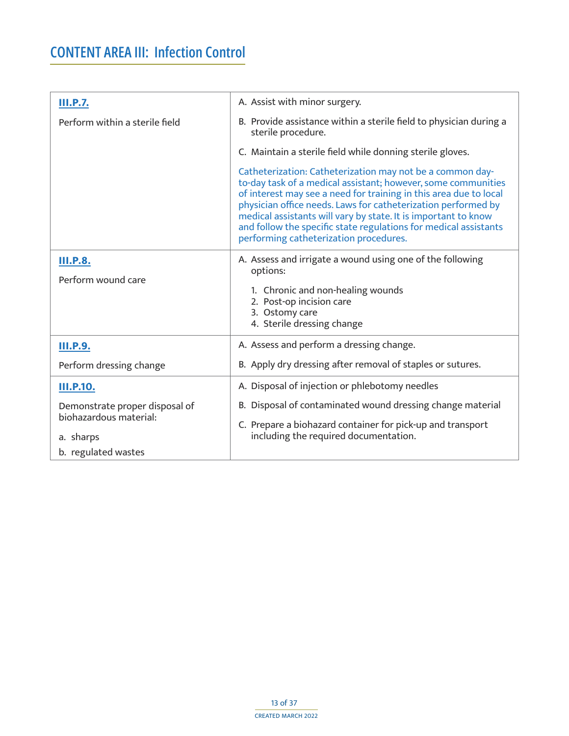## CONTENT AREA III: Infection Control

| | |
|---|---|
| **III.P.7.**<br><br>Perform within a sterile field | A. Assist with minor surgery.<br><br>B. Provide assistance within a sterile field to physician during a sterile procedure.<br><br>C. Maintain a sterile field while donning sterile gloves.<br><br>Catheterization: Catheterization may not be a common day-to-day task of a medical assistant; however, some communities of interest may see a need for training in this area due to local physician office needs. Laws for catheterization performed by medical assistants will vary by state. It is important to know and follow the specific state regulations for medical assistants performing catheterization procedures. |
| **III.P.8.**<br><br>Perform wound care | A. Assess and irrigate a wound using one of the following options:<br><br>1. Chronic and non-healing wounds<br>2. Post-op incision care<br>3. Ostomy care<br>4. Sterile dressing change |
| **III.P.9.**<br><br>Perform dressing change | A. Assess and perform a dressing change.<br><br>B. Apply dry dressing after removal of staples or sutures. |
| **III.P.10.**<br><br>Demonstrate proper disposal of biohazardous material:<br><br>a. sharps<br><br>b. regulated wastes | A. Disposal of injection or phlebotomy needles<br><br>B. Disposal of contaminated wound dressing change material<br><br>C. Prepare a biohazard container for pick-up and transport including the required documentation. |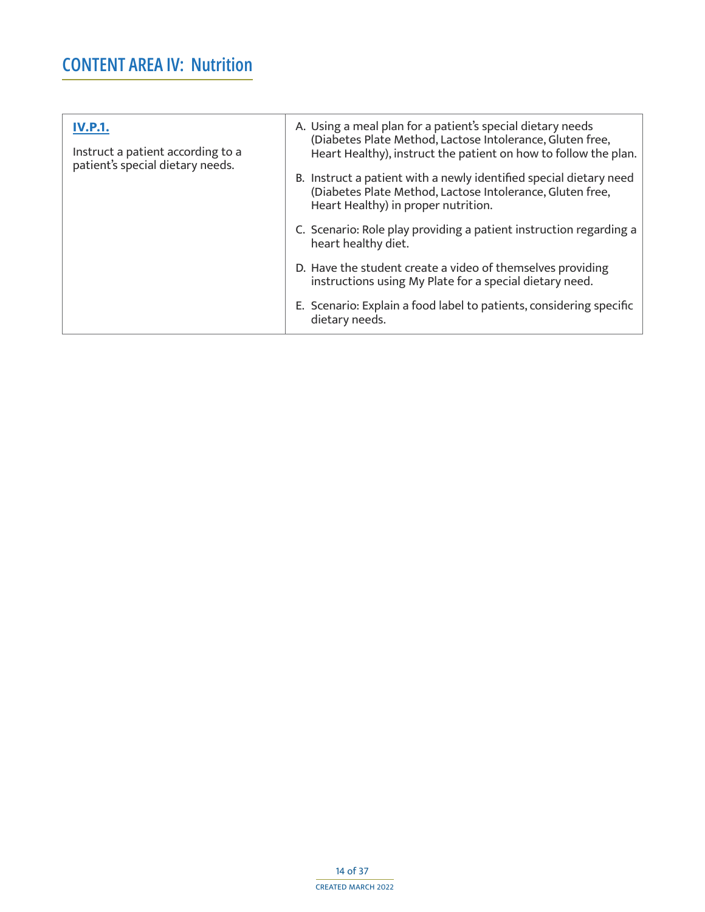# CONTENT AREA IV: Nutrition

| **IV.P.1.**<br><br>Instruct a patient according to a patient's special dietary needs. | A. Using a meal plan for a patient's special dietary needs (Diabetes Plate Method, Lactose Intolerance, Gluten free, Heart Healthy), instruct the patient on how to follow the plan.<br><br>B. Instruct a patient with a newly identified special dietary need (Diabetes Plate Method, Lactose Intolerance, Gluten free, Heart Healthy) in proper nutrition.<br><br>C. Scenario: Role play providing a patient instruction regarding a heart healthy diet.<br><br>D. Have the student create a video of themselves providing instructions using My Plate for a special dietary need.<br><br>E. Scenario: Explain a food label to patients, considering specific dietary needs. |
|---|---|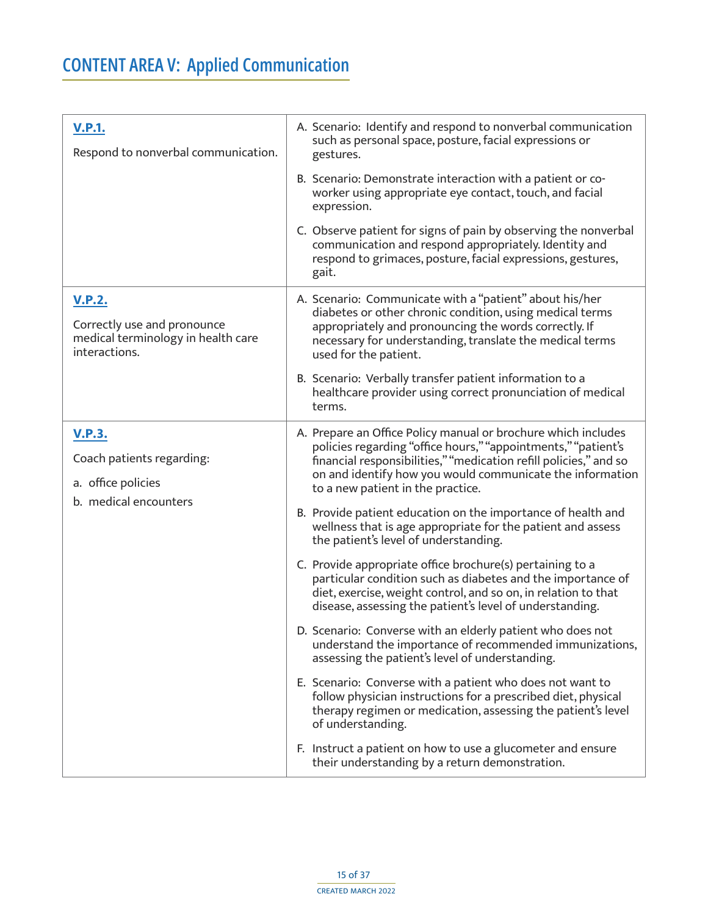# CONTENT AREA V: Applied Communication

| | |
|---|---|
| **V.P.1.**<br><br>Respond to nonverbal communication. | A. Scenario: Identify and respond to nonverbal communication such as personal space, posture, facial expressions or gestures.<br><br>B. Scenario: Demonstrate interaction with a patient or co-worker using appropriate eye contact, touch, and facial expression.<br><br>C. Observe patient for signs of pain by observing the nonverbal communication and respond appropriately. Identity and respond to grimaces, posture, facial expressions, gestures, gait. |
| **V.P.2.**<br><br>Correctly use and pronounce medical terminology in health care interactions. | A. Scenario: Communicate with a "patient" about his/her diabetes or other chronic condition, using medical terms appropriately and pronouncing the words correctly. If necessary for understanding, translate the medical terms used for the patient.<br><br>B. Scenario: Verbally transfer patient information to a healthcare provider using correct pronunciation of medical terms. |
| **V.P.3.**<br><br>Coach patients regarding:<br><br>a. office policies<br><br>b. medical encounters | A. Prepare an Office Policy manual or brochure which includes policies regarding "office hours," "appointments," "patient's financial responsibilities," "medication refill policies," and so on and identify how you would communicate the information to a new patient in the practice.<br><br>B. Provide patient education on the importance of health and wellness that is age appropriate for the patient and assess the patient's level of understanding.<br><br>C. Provide appropriate office brochure(s) pertaining to a particular condition such as diabetes and the importance of diet, exercise, weight control, and so on, in relation to that disease, assessing the patient's level of understanding.<br><br>D. Scenario: Converse with an elderly patient who does not understand the importance of recommended immunizations, assessing the patient's level of understanding.<br><br>E. Scenario: Converse with a patient who does not want to follow physician instructions for a prescribed diet, physical therapy regimen or medication, assessing the patient's level of understanding.<br><br>F. Instruct a patient on how to use a glucometer and ensure their understanding by a return demonstration. |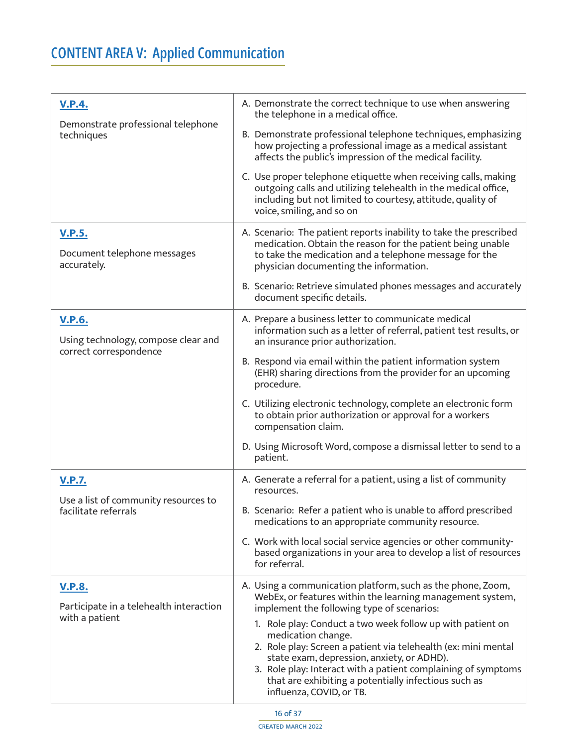## CONTENT AREA V: Applied Communication

| | |
|---|---|
| **V.P.4.**<br><br>Demonstrate professional telephone techniques | A. Demonstrate the correct technique to use when answering the telephone in a medical office.<br><br>B. Demonstrate professional telephone techniques, emphasizing how projecting a professional image as a medical assistant affects the public's impression of the medical facility.<br><br>C. Use proper telephone etiquette when receiving calls, making outgoing calls and utilizing telehealth in the medical office, including but not limited to courtesy, attitude, quality of voice, smiling, and so on |
| **V.P.5.**<br><br>Document telephone messages accurately. | A. Scenario: The patient reports inability to take the prescribed medication. Obtain the reason for the patient being unable to take the medication and a telephone message for the physician documenting the information.<br><br>B. Scenario: Retrieve simulated phones messages and accurately document specific details. |
| **V.P.6.**<br><br>Using technology, compose clear and correct correspondence | A. Prepare a business letter to communicate medical information such as a letter of referral, patient test results, or an insurance prior authorization.<br><br>B. Respond via email within the patient information system (EHR) sharing directions from the provider for an upcoming procedure.<br><br>C. Utilizing electronic technology, complete an electronic form to obtain prior authorization or approval for a workers compensation claim.<br><br>D. Using Microsoft Word, compose a dismissal letter to send to a patient. |
| **V.P.7.**<br><br>Use a list of community resources to facilitate referrals | A. Generate a referral for a patient, using a list of community resources.<br><br>B. Scenario: Refer a patient who is unable to afford prescribed medications to an appropriate community resource.<br><br>C. Work with local social service agencies or other community-based organizations in your area to develop a list of resources for referral. |
| **V.P.8.**<br><br>Participate in a telehealth interaction with a patient | A. Using a communication platform, such as the phone, Zoom, WebEx, or features within the learning management system, implement the following type of scenarios:<br>1. Role play: Conduct a two week follow up with patient on medication change.<br>2. Role play: Screen a patient via telehealth (ex: mini mental state exam, depression, anxiety, or ADHD).<br>3. Role play: Interact with a patient complaining of symptoms that are exhibiting a potentially infectious such as influenza, COVID, or TB. |

CREATED MARCH 2022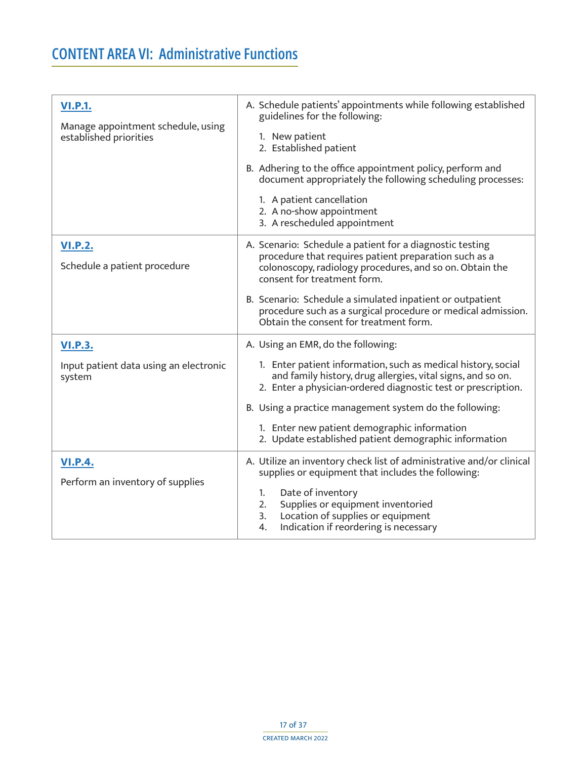# CONTENT AREA VI: Administrative Functions

| | |
|---|---|
| **VI.P.1.**<br><br>Manage appointment schedule, using established priorities | A. Schedule patients' appointments while following established guidelines for the following:<br><br>1. New patient<br>2. Established patient<br><br>B. Adhering to the office appointment policy, perform and document appropriately the following scheduling processes:<br><br>1. A patient cancellation<br>2. A no-show appointment<br>3. A rescheduled appointment |
| **VI.P.2.**<br><br>Schedule a patient procedure | A. Scenario: Schedule a patient for a diagnostic testing procedure that requires patient preparation such as a colonoscopy, radiology procedures, and so on. Obtain the consent for treatment form.<br><br>B. Scenario: Schedule a simulated inpatient or outpatient procedure such as a surgical procedure or medical admission. Obtain the consent for treatment form. |
| **VI.P.3.**<br><br>Input patient data using an electronic system | A. Using an EMR, do the following:<br><br>1. Enter patient information, such as medical history, social and family history, drug allergies, vital signs, and so on.<br>2. Enter a physician-ordered diagnostic test or prescription.<br><br>B. Using a practice management system do the following:<br><br>1. Enter new patient demographic information<br>2. Update established patient demographic information |
| **VI.P.4.**<br><br>Perform an inventory of supplies | A. Utilize an inventory check list of administrative and/or clinical supplies or equipment that includes the following:<br><br>1. Date of inventory<br>2. Supplies or equipment inventoried<br>3. Location of supplies or equipment<br>4. Indication if reordering is necessary |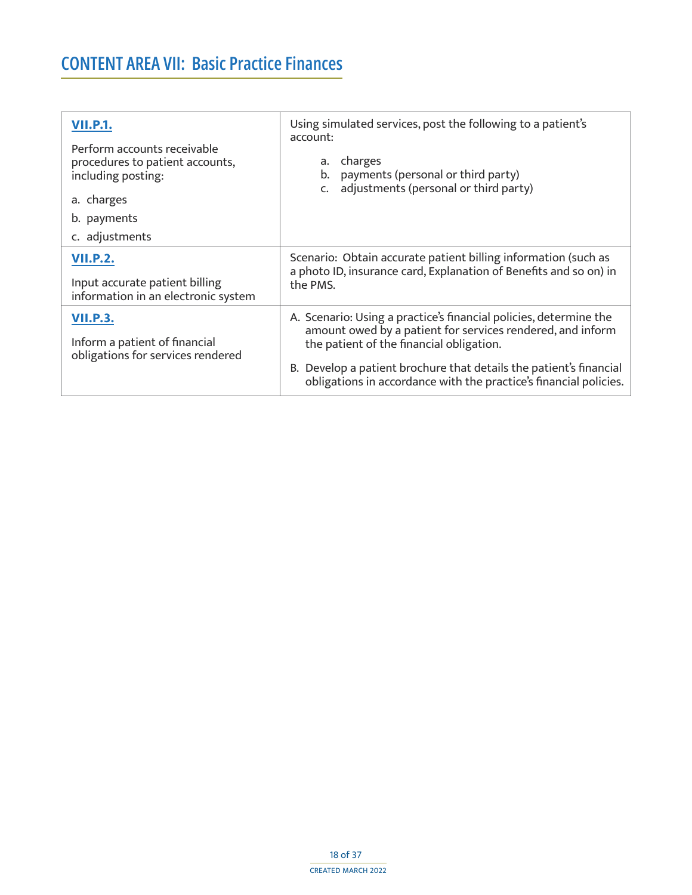## CONTENT AREA VII: Basic Practice Finances

| | |
|---|---|
| **VII.P.1.**<br><br>Perform accounts receivable procedures to patient accounts, including posting:<br><br>a. charges<br>b. payments<br>c. adjustments | Using simulated services, post the following to a patient's account:<br><br>a. charges<br>b. payments (personal or third party)<br>c. adjustments (personal or third party) |
| **VII.P.2.**<br><br>Input accurate patient billing information in an electronic system | Scenario: Obtain accurate patient billing information (such as a photo ID, insurance card, Explanation of Benefits and so on) in the PMS. |
| **VII.P.3.**<br><br>Inform a patient of financial obligations for services rendered | A. Scenario: Using a practice's financial policies, determine the amount owed by a patient for services rendered, and inform the patient of the financial obligation.<br><br>B. Develop a patient brochure that details the patient's financial obligations in accordance with the practice's financial policies. |

CREATED MARCH 2022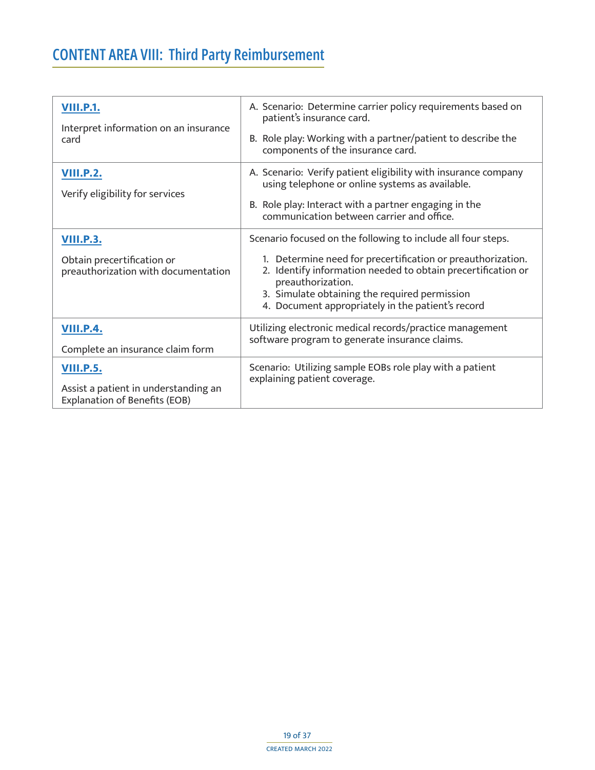## CONTENT AREA VIII: Third Party Reimbursement

| | |
|---|---|
| **VIII.P.1.**<br><br>Interpret information on an insurance card | A. Scenario: Determine carrier policy requirements based on patient's insurance card.<br><br>B. Role play: Working with a partner/patient to describe the components of the insurance card. |
| **VIII.P.2.**<br><br>Verify eligibility for services | A. Scenario: Verify patient eligibility with insurance company using telephone or online systems as available.<br><br>B. Role play: Interact with a partner engaging in the communication between carrier and office. |
| **VIII.P.3.**<br><br>Obtain precertification or preauthorization with documentation | Scenario focused on the following to include all four steps.<br><br>1. Determine need for precertification or preauthorization.<br>2. Identify information needed to obtain precertification or preauthorization.<br>3. Simulate obtaining the required permission<br>4. Document appropriately in the patient's record |
| **VIII.P.4.**<br><br>Complete an insurance claim form | Utilizing electronic medical records/practice management software program to generate insurance claims. |
| **VIII.P.5.**<br><br>Assist a patient in understanding an Explanation of Benefits (EOB) | Scenario: Utilizing sample EOBs role play with a patient explaining patient coverage. |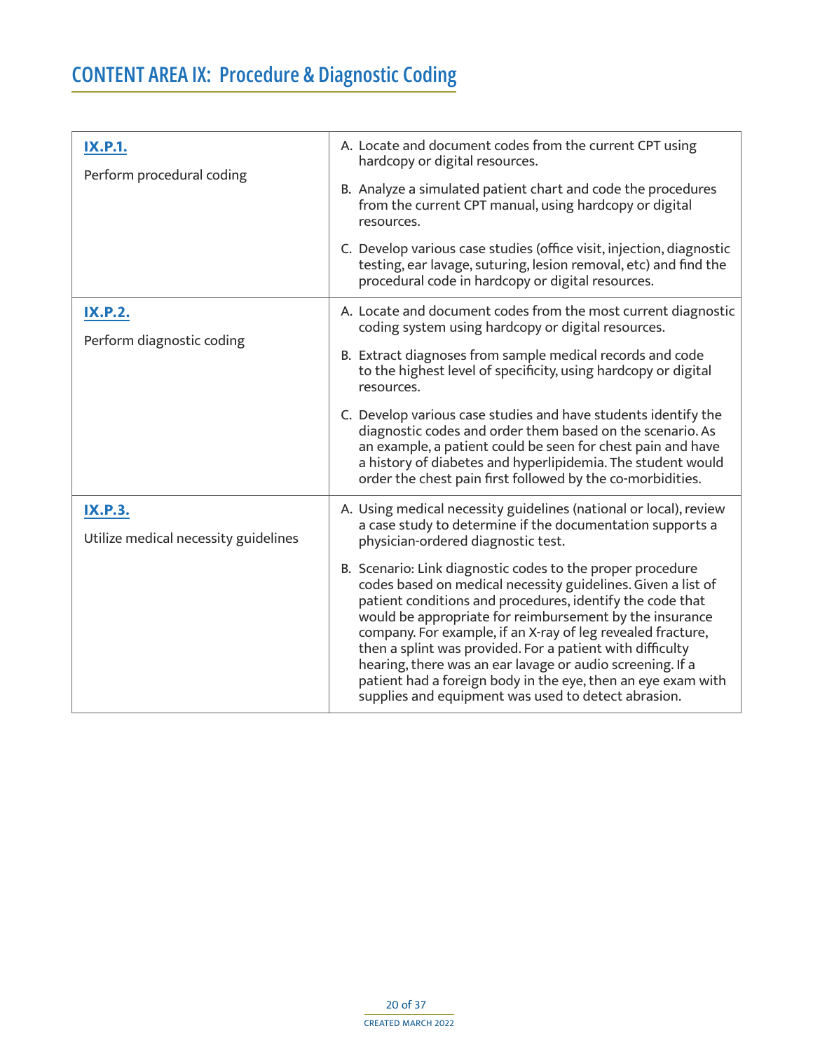# CONTENT AREA IX: Procedure & Diagnostic Coding

| | |
|---|---|
| **IX.P.1.**<br><br>Perform procedural coding | A. Locate and document codes from the current CPT using hardcopy or digital resources.<br><br>B. Analyze a simulated patient chart and code the procedures from the current CPT manual, using hardcopy or digital resources.<br><br>C. Develop various case studies (office visit, injection, diagnostic testing, ear lavage, suturing, lesion removal, etc) and find the procedural code in hardcopy or digital resources. |
| **IX.P.2.**<br><br>Perform diagnostic coding | A. Locate and document codes from the most current diagnostic coding system using hardcopy or digital resources.<br><br>B. Extract diagnoses from sample medical records and code to the highest level of specificity, using hardcopy or digital resources.<br><br>C. Develop various case studies and have students identify the diagnostic codes and order them based on the scenario. As an example, a patient could be seen for chest pain and have a history of diabetes and hyperlipidemia. The student would order the chest pain first followed by the co-morbidities. |
| **IX.P.3.**<br><br>Utilize medical necessity guidelines | A. Using medical necessity guidelines (national or local), review a case study to determine if the documentation supports a physician-ordered diagnostic test.<br><br>B. Scenario: Link diagnostic codes to the proper procedure codes based on medical necessity guidelines. Given a list of patient conditions and procedures, identify the code that would be appropriate for reimbursement by the insurance company. For example, if an X-ray of leg revealed fracture, then a splint was provided. For a patient with difficulty hearing, there was an ear lavage or audio screening. If a patient had a foreign body in the eye, then an eye exam with supplies and equipment was used to detect abrasion. |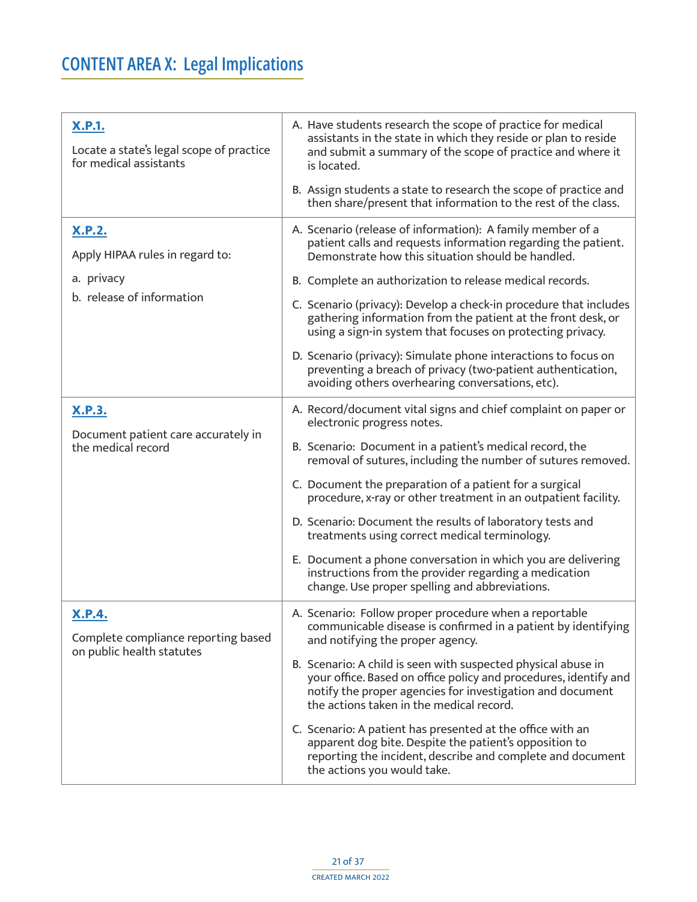# CONTENT AREA X: Legal Implications

| | |
|---|---|
| **X.P.1.**<br><br>Locate a state's legal scope of practice for medical assistants | A. Have students research the scope of practice for medical assistants in the state in which they reside or plan to reside and submit a summary of the scope of practice and where it is located.<br><br>B. Assign students a state to research the scope of practice and then share/present that information to the rest of the class. |
| **X.P.2.**<br><br>Apply HIPAA rules in regard to:<br><br>a. privacy<br><br>b. release of information | A. Scenario (release of information): A family member of a patient calls and requests information regarding the patient. Demonstrate how this situation should be handled.<br><br>B. Complete an authorization to release medical records.<br><br>C. Scenario (privacy): Develop a check-in procedure that includes gathering information from the patient at the front desk, or using a sign-in system that focuses on protecting privacy.<br><br>D. Scenario (privacy): Simulate phone interactions to focus on preventing a breach of privacy (two-patient authentication, avoiding others overhearing conversations, etc). |
| **X.P.3.**<br><br>Document patient care accurately in the medical record | A. Record/document vital signs and chief complaint on paper or electronic progress notes.<br><br>B. Scenario: Document in a patient's medical record, the removal of sutures, including the number of sutures removed.<br><br>C. Document the preparation of a patient for a surgical procedure, x-ray or other treatment in an outpatient facility.<br><br>D. Scenario: Document the results of laboratory tests and treatments using correct medical terminology.<br><br>E. Document a phone conversation in which you are delivering instructions from the provider regarding a medication change. Use proper spelling and abbreviations. |
| **X.P.4.**<br><br>Complete compliance reporting based on public health statutes | A. Scenario: Follow proper procedure when a reportable communicable disease is confirmed in a patient by identifying and notifying the proper agency.<br><br>B. Scenario: A child is seen with suspected physical abuse in your office. Based on office policy and procedures, identify and notify the proper agencies for investigation and document the actions taken in the medical record.<br><br>C. Scenario: A patient has presented at the office with an apparent dog bite. Despite the patient's opposition to reporting the incident, describe and complete and document the actions you would take. |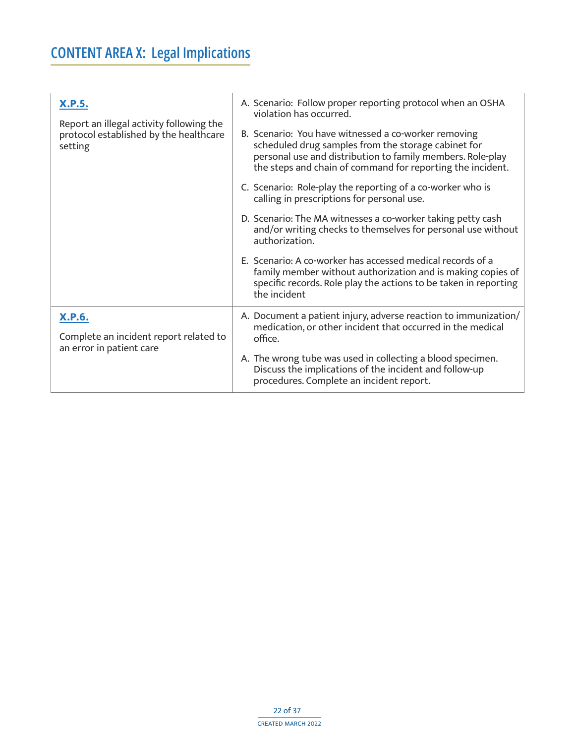## CONTENT AREA X: Legal Implications

| | |
|---|---|
| **X.P.5.**<br><br>Report an illegal activity following the protocol established by the healthcare setting | A. Scenario: Follow proper reporting protocol when an OSHA violation has occurred.<br><br>B. Scenario: You have witnessed a co-worker removing scheduled drug samples from the storage cabinet for personal use and distribution to family members. Role-play the steps and chain of command for reporting the incident.<br><br>C. Scenario: Role-play the reporting of a co-worker who is calling in prescriptions for personal use.<br><br>D. Scenario: The MA witnesses a co-worker taking petty cash and/or writing checks to themselves for personal use without authorization.<br><br>E. Scenario: A co-worker has accessed medical records of a family member without authorization and is making copies of specific records. Role play the actions to be taken in reporting the incident |
| **X.P.6.**<br><br>Complete an incident report related to an error in patient care | A. Document a patient injury, adverse reaction to immunization/ medication, or other incident that occurred in the medical office.<br><br>A. The wrong tube was used in collecting a blood specimen. Discuss the implications of the incident and follow-up procedures. Complete an incident report. |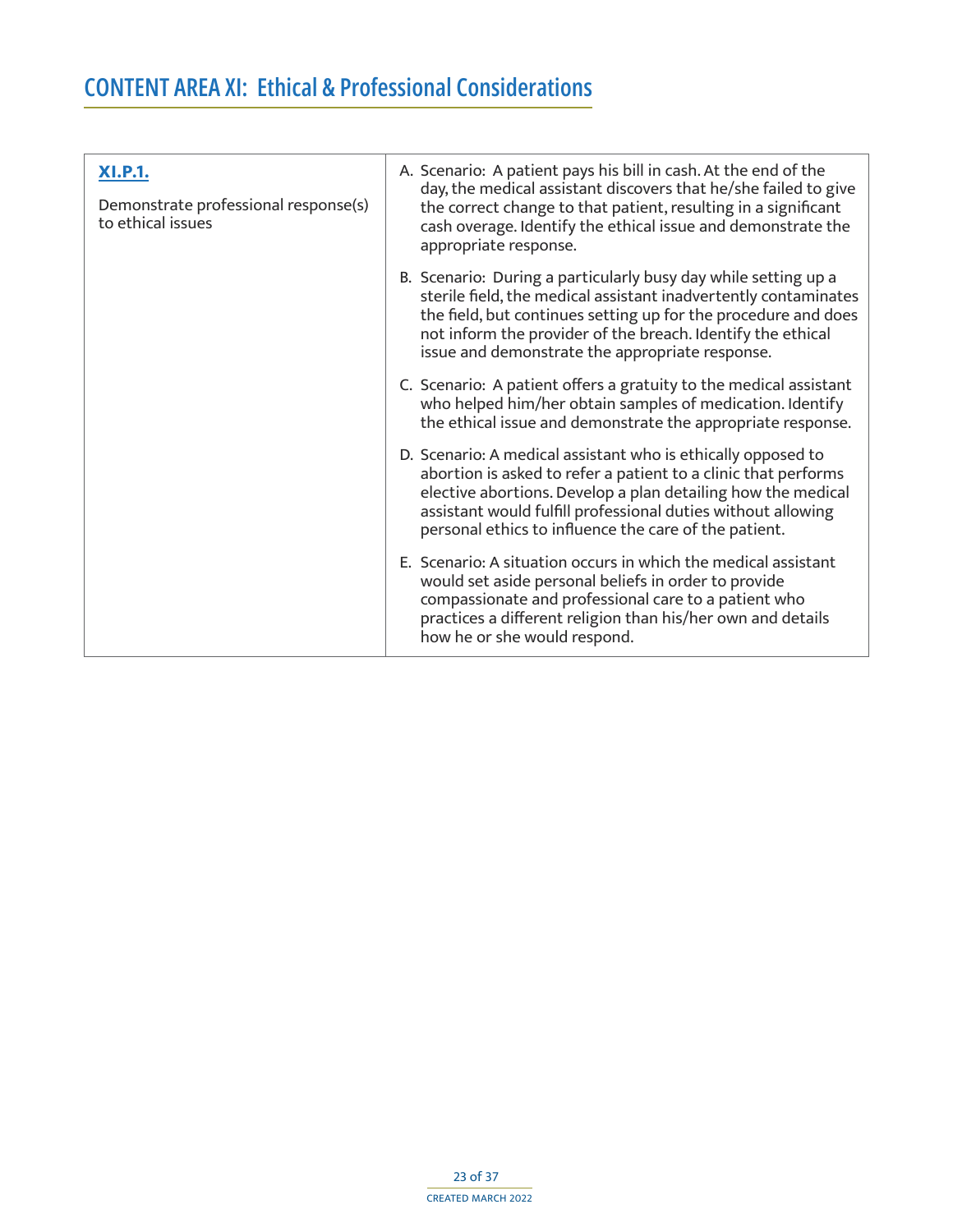# CONTENT AREA XI: Ethical & Professional Considerations

| | |
|---|---|
| **XI.P.1.**<br><br>Demonstrate professional response(s) to ethical issues | A. Scenario: A patient pays his bill in cash. At the end of the day, the medical assistant discovers that he/she failed to give the correct change to that patient, resulting in a significant cash overage. Identify the ethical issue and demonstrate the appropriate response.<br><br>B. Scenario: During a particularly busy day while setting up a sterile field, the medical assistant inadvertently contaminates the field, but continues setting up for the procedure and does not inform the provider of the breach. Identify the ethical issue and demonstrate the appropriate response.<br><br>C. Scenario: A patient offers a gratuity to the medical assistant who helped him/her obtain samples of medication. Identify the ethical issue and demonstrate the appropriate response.<br><br>D. Scenario: A medical assistant who is ethically opposed to abortion is asked to refer a patient to a clinic that performs elective abortions. Develop a plan detailing how the medical assistant would fulfill professional duties without allowing personal ethics to influence the care of the patient.<br><br>E. Scenario: A situation occurs in which the medical assistant would set aside personal beliefs in order to provide compassionate and professional care to a patient who practices a different religion than his/her own and details how he or she would respond. |

CREATED MARCH 2022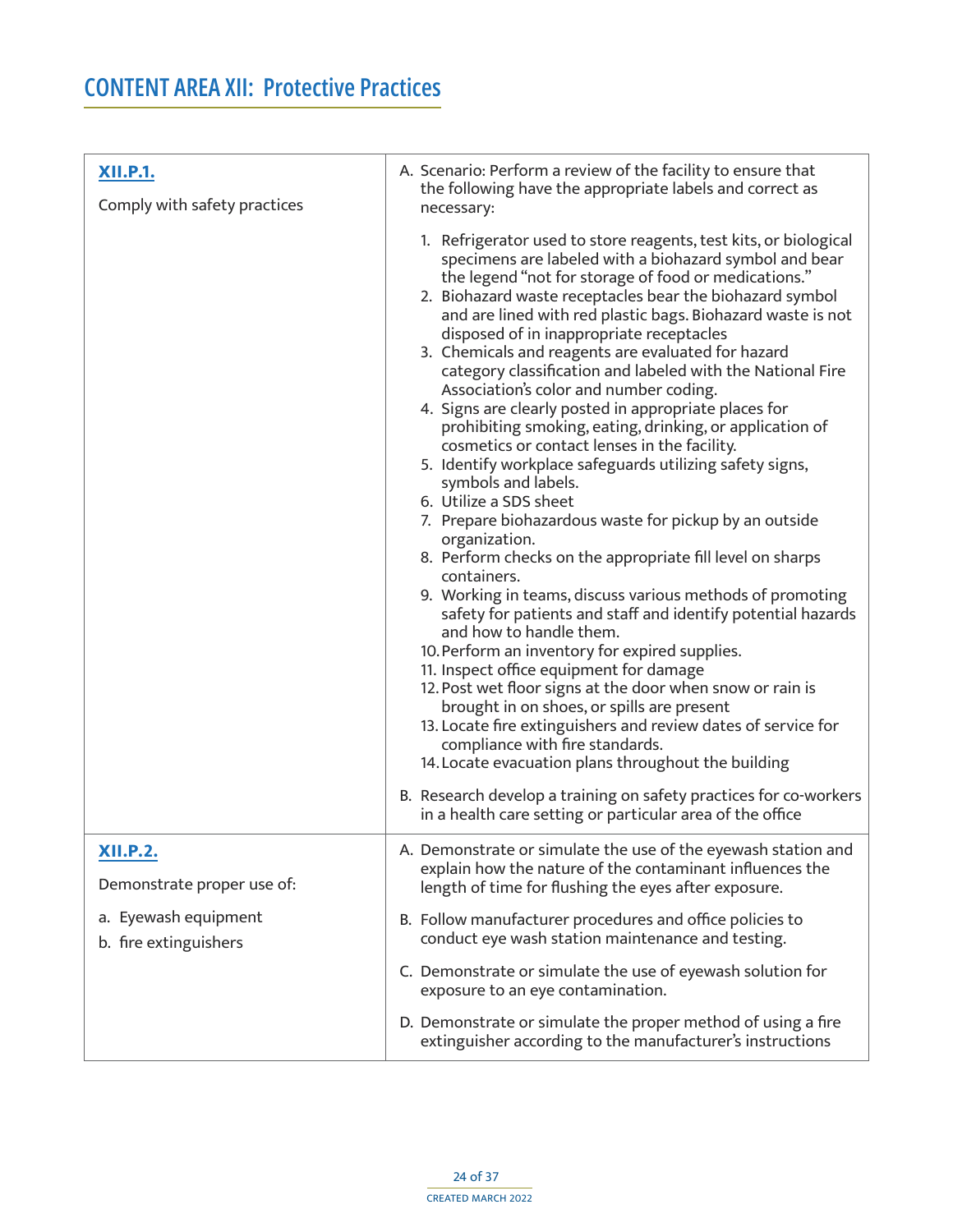# CONTENT AREA XII: Protective Practices

| | |
|---|---|
| **XII.P.1.**<br><br>Comply with safety practices | A. Scenario: Perform a review of the facility to ensure that the following have the appropriate labels and correct as necessary:<br><br>1. Refrigerator used to store reagents, test kits, or biological specimens are labeled with a biohazard symbol and bear the legend "not for storage of food or medications."<br>2. Biohazard waste receptacles bear the biohazard symbol and are lined with red plastic bags. Biohazard waste is not disposed of in inappropriate receptacles<br>3. Chemicals and reagents are evaluated for hazard category classification and labeled with the National Fire Association's color and number coding.<br>4. Signs are clearly posted in appropriate places for prohibiting smoking, eating, drinking, or application of cosmetics or contact lenses in the facility.<br>5. Identify workplace safeguards utilizing safety signs, symbols and labels.<br>6. Utilize a SDS sheet<br>7. Prepare biohazardous waste for pickup by an outside organization.<br>8. Perform checks on the appropriate fill level on sharps containers.<br>9. Working in teams, discuss various methods of promoting safety for patients and staff and identify potential hazards and how to handle them.<br>10. Perform an inventory for expired supplies.<br>11. Inspect office equipment for damage<br>12. Post wet floor signs at the door when snow or rain is brought in on shoes, or spills are present<br>13. Locate fire extinguishers and review dates of service for compliance with fire standards.<br>14. Locate evacuation plans throughout the building<br><br>B. Research develop a training on safety practices for co-workers in a health care setting or particular area of the office |
| **XII.P.2.**<br><br>Demonstrate proper use of:<br><br>a. Eyewash equipment<br>b. fire extinguishers | A. Demonstrate or simulate the use of the eyewash station and explain how the nature of the contaminant influences the length of time for flushing the eyes after exposure.<br><br>B. Follow manufacturer procedures and office policies to conduct eye wash station maintenance and testing.<br><br>C. Demonstrate or simulate the use of eyewash solution for exposure to an eye contamination.<br><br>D. Demonstrate or simulate the proper method of using a fire extinguisher according to the manufacturer's instructions |

CREATED MARCH 2022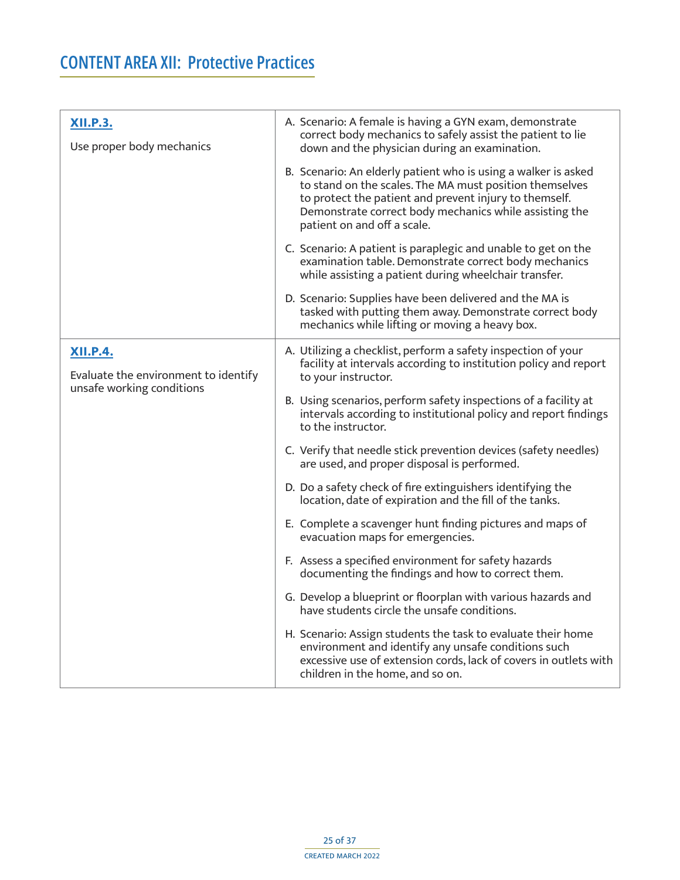# CONTENT AREA XII: Protective Practices

| | |
|---|---|
| **XII.P.3.**<br><br>Use proper body mechanics | A. Scenario: A female is having a GYN exam, demonstrate correct body mechanics to safely assist the patient to lie down and the physician during an examination.<br><br>B. Scenario: An elderly patient who is using a walker is asked to stand on the scales. The MA must position themselves to protect the patient and prevent injury to themself. Demonstrate correct body mechanics while assisting the patient on and off a scale.<br><br>C. Scenario: A patient is paraplegic and unable to get on the examination table. Demonstrate correct body mechanics while assisting a patient during wheelchair transfer.<br><br>D. Scenario: Supplies have been delivered and the MA is tasked with putting them away. Demonstrate correct body mechanics while lifting or moving a heavy box. |
| **XII.P.4.**<br><br>Evaluate the environment to identify unsafe working conditions | A. Utilizing a checklist, perform a safety inspection of your facility at intervals according to institution policy and report to your instructor.<br><br>B. Using scenarios, perform safety inspections of a facility at intervals according to institutional policy and report findings to the instructor.<br><br>C. Verify that needle stick prevention devices (safety needles) are used, and proper disposal is performed.<br><br>D. Do a safety check of fire extinguishers identifying the location, date of expiration and the fill of the tanks.<br><br>E. Complete a scavenger hunt finding pictures and maps of evacuation maps for emergencies.<br><br>F. Assess a specified environment for safety hazards documenting the findings and how to correct them.<br><br>G. Develop a blueprint or floorplan with various hazards and have students circle the unsafe conditions.<br><br>H. Scenario: Assign students the task to evaluate their home environment and identify any unsafe conditions such excessive use of extension cords, lack of covers in outlets with children in the home, and so on. |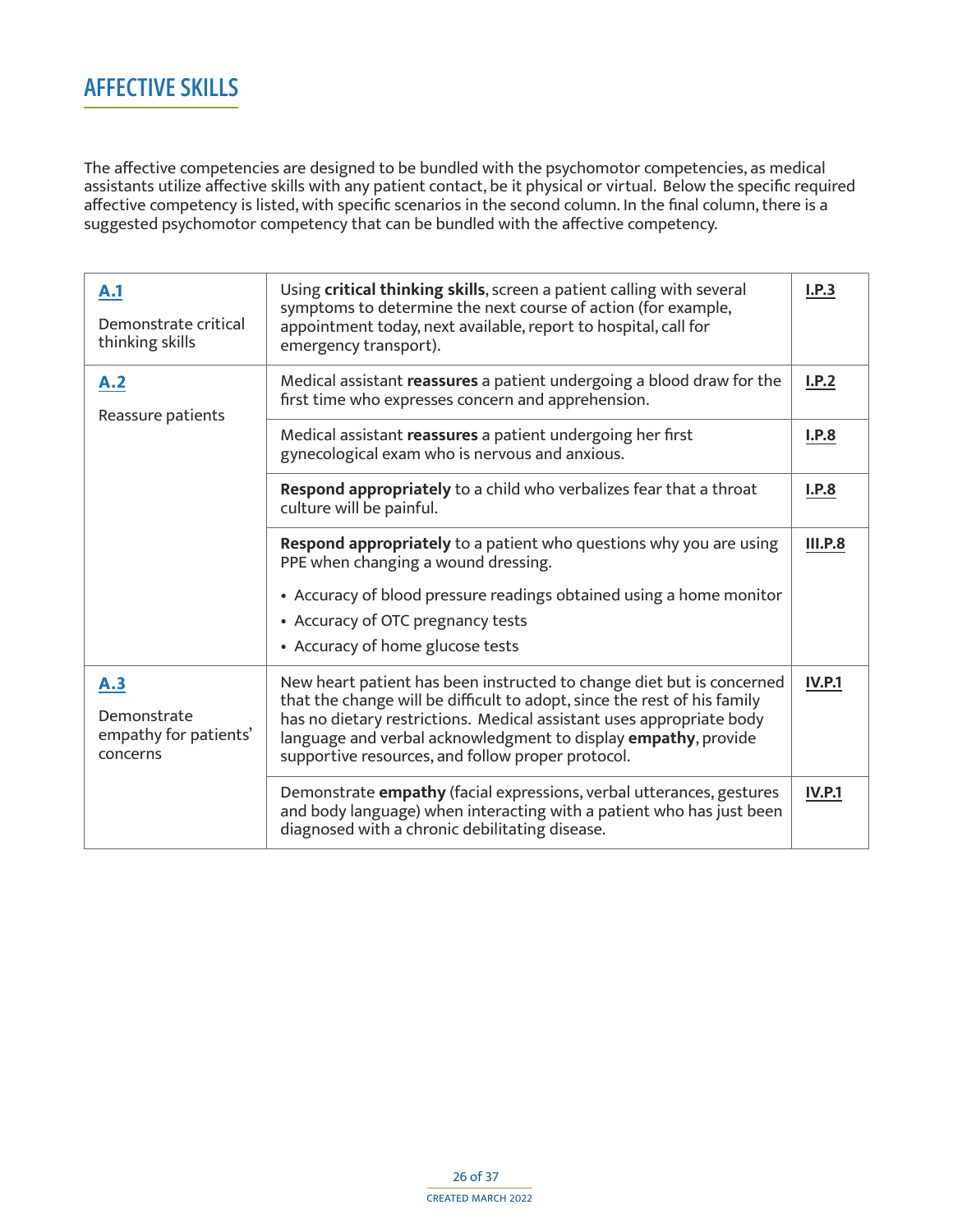## AFFECTIVE SKILLS

The affective competencies are designed to be bundled with the psychomotor competencies, as medical assistants utilize affective skills with any patient contact, be it physical or virtual. Below the specific required affective competency is listed, with specific scenarios in the second column. In the final column, there is a suggested psychomotor competency that can be bundled with the affective competency.

| | | |
|---|---|---|
| **A.1**<br><br>Demonstrate critical thinking skills | Using **critical thinking skills**, screen a patient calling with several symptoms to determine the next course of action (for example, appointment today, next available, report to hospital, call for emergency transport). | **I.P.3** |
| **A.2**<br><br>Reassure patients | Medical assistant **reassures** a patient undergoing a blood draw for the first time who expresses concern and apprehension. | **I.P.2** |
| | Medical assistant **reassures** a patient undergoing her first gynecological exam who is nervous and anxious. | **I.P.8** |
| | **Respond appropriately** to a child who verbalizes fear that a throat culture will be painful. | **I.P.8** |
| | **Respond appropriately** to a patient who questions why you are using PPE when changing a wound dressing.<br>• Accuracy of blood pressure readings obtained using a home monitor<br>• Accuracy of OTC pregnancy tests<br>• Accuracy of home glucose tests | **III.P.8** |
| **A.3**<br><br>Demonstrate empathy for patients' concerns | New heart patient has been instructed to change diet but is concerned that the change will be difficult to adopt, since the rest of his family has no dietary restrictions. Medical assistant uses appropriate body language and verbal acknowledgment to display **empathy**, provide supportive resources, and follow proper protocol. | **IV.P.1** |
| | Demonstrate **empathy** (facial expressions, verbal utterances, gestures and body language) when interacting with a patient who has just been diagnosed with a chronic debilitating disease. | **IV.P.1** |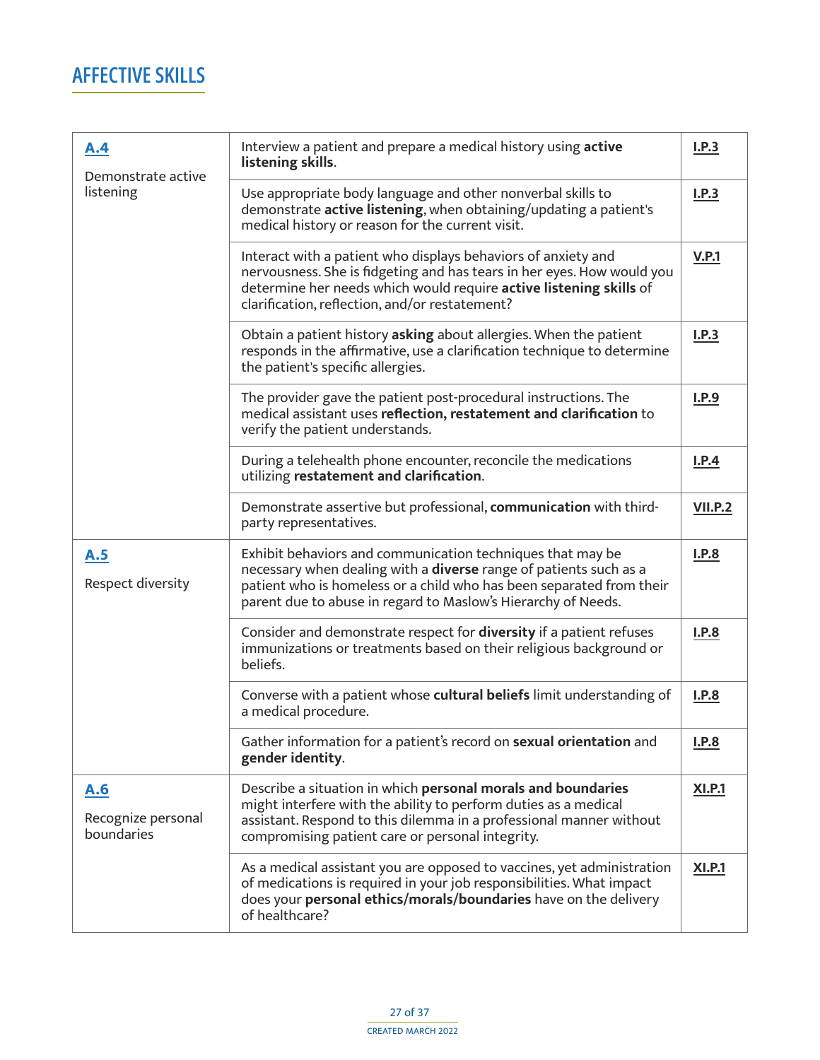## AFFECTIVE SKILLS

| | | |
|---|---|---|
| **A.4** Demonstrate active listening | Interview a patient and prepare a medical history using **active listening skills**. | **I.P.3** |
| | Use appropriate body language and other nonverbal skills to demonstrate **active listening**, when obtaining/updating a patient's medical history or reason for the current visit. | **I.P.3** |
| | Interact with a patient who displays behaviors of anxiety and nervousness. She is fidgeting and has tears in her eyes. How would you determine her needs which would require **active listening skills** of clarification, reflection, and/or restatement? | **V.P.1** |
| | Obtain a patient history **asking** about allergies. When the patient responds in the affirmative, use a clarification technique to determine the patient's specific allergies. | **I.P.3** |
| | The provider gave the patient post-procedural instructions. The medical assistant uses **reflection, restatement and clarification** to verify the patient understands. | **I.P.9** |
| | During a telehealth phone encounter, reconcile the medications utilizing **restatement and clarification**. | **I.P.4** |
| | Demonstrate assertive but professional, **communication** with third-party representatives. | **VII.P.2** |
| **A.5** Respect diversity | Exhibit behaviors and communication techniques that may be necessary when dealing with a **diverse** range of patients such as a patient who is homeless or a child who has been separated from their parent due to abuse in regard to Maslow's Hierarchy of Needs. | **I.P.8** |
| | Consider and demonstrate respect for **diversity** if a patient refuses immunizations or treatments based on their religious background or beliefs. | **I.P.8** |
| | Converse with a patient whose **cultural beliefs** limit understanding of a medical procedure. | **I.P.8** |
| | Gather information for a patient's record on **sexual orientation** and **gender identity**. | **I.P.8** |
| **A.6** Recognize personal boundaries | Describe a situation in which **personal morals and boundaries** might interfere with the ability to perform duties as a medical assistant. Respond to this dilemma in a professional manner without compromising patient care or personal integrity. | **XI.P.1** |
| | As a medical assistant you are opposed to vaccines, yet administration of medications is required in your job responsibilities. What impact does your **personal ethics/morals/boundaries** have on the delivery of healthcare? | **XI.P.1** |

CREATED MARCH 2022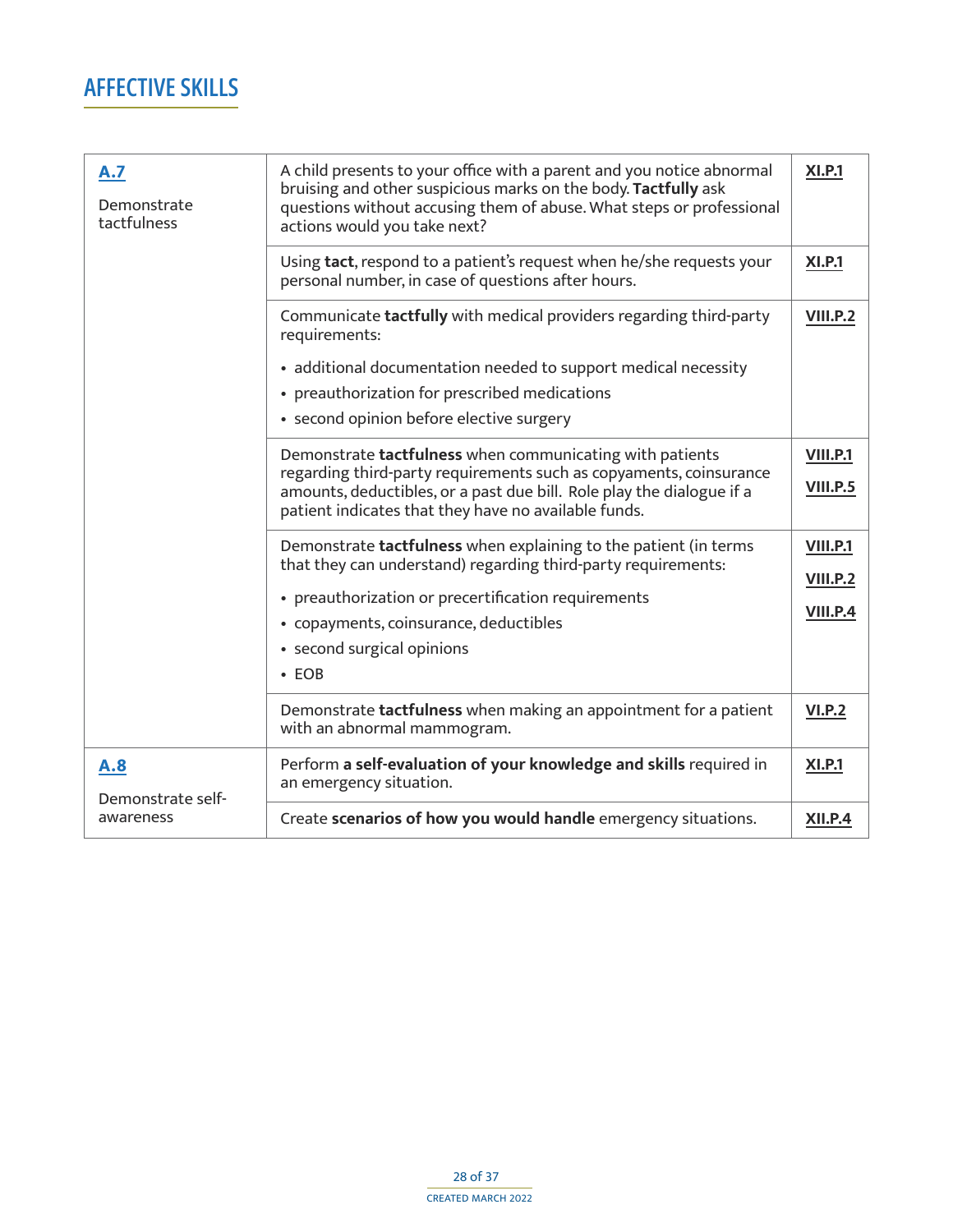## AFFECTIVE SKILLS

| | | |
|---|---|---|
| **A.7** Demonstrate tactfulness | A child presents to your office with a parent and you notice abnormal bruising and other suspicious marks on the body. **Tactfully** ask questions without accusing them of abuse. What steps or professional actions would you take next? | **XI.P.1** |
| | Using **tact**, respond to a patient's request when he/she requests your personal number, in case of questions after hours. | **XI.P.1** |
| | Communicate **tactfully** with medical providers regarding third-party requirements: <br>• additional documentation needed to support medical necessity <br>• preauthorization for prescribed medications <br>• second opinion before elective surgery | **VIII.P.2** |
| | Demonstrate **tactfulness** when communicating with patients regarding third-party requirements such as copayments, coinsurance amounts, deductibles, or a past due bill. Role play the dialogue if a patient indicates that they have no available funds. | **VIII.P.1** <br>**VIII.P.5** |
| | Demonstrate **tactfulness** when explaining to the patient (in terms that they can understand) regarding third-party requirements: <br>• preauthorization or precertification requirements <br>• copayments, coinsurance, deductibles <br>• second surgical opinions <br>• EOB | **VIII.P.1** <br>**VIII.P.2** <br>**VIII.P.4** |
| | Demonstrate **tactfulness** when making an appointment for a patient with an abnormal mammogram. | **VI.P.2** |
| **A.8** Demonstrate self-awareness | Perform **a self-evaluation of your knowledge and skills** required in an emergency situation. | **XI.P.1** |
| | Create **scenarios of how you would handle** emergency situations. | **XII.P.4** |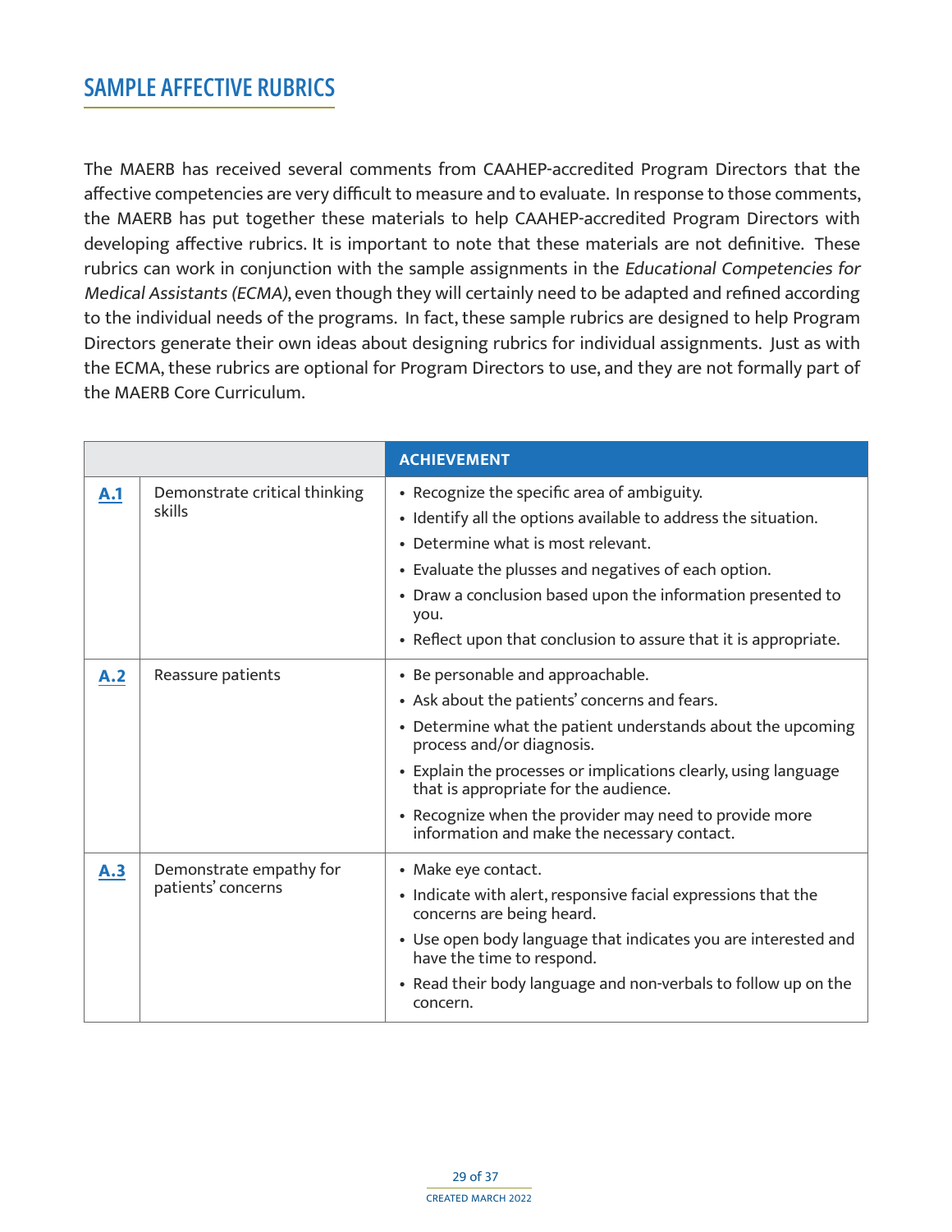## SAMPLE AFFECTIVE RUBRICS

The MAERB has received several comments from CAAHEP-accredited Program Directors that the affective competencies are very difficult to measure and to evaluate. In response to those comments, the MAERB has put together these materials to help CAAHEP-accredited Program Directors with developing affective rubrics. It is important to note that these materials are not definitive. These rubrics can work in conjunction with the sample assignments in the *Educational Competencies for Medical Assistants (ECMA)*, even though they will certainly need to be adapted and refined according to the individual needs of the programs. In fact, these sample rubrics are designed to help Program Directors generate their own ideas about designing rubrics for individual assignments. Just as with the ECMA, these rubrics are optional for Program Directors to use, and they are not formally part of the MAERB Core Curriculum.

| | | **ACHIEVEMENT** |
|---|---|---|
| **A.1** | Demonstrate critical thinking skills | • Recognize the specific area of ambiguity.<br>• Identify all the options available to address the situation.<br>• Determine what is most relevant.<br>• Evaluate the plusses and negatives of each option.<br>• Draw a conclusion based upon the information presented to you.<br>• Reflect upon that conclusion to assure that it is appropriate. |
| **A.2** | Reassure patients | • Be personable and approachable.<br>• Ask about the patients' concerns and fears.<br>• Determine what the patient understands about the upcoming process and/or diagnosis.<br>• Explain the processes or implications clearly, using language that is appropriate for the audience.<br>• Recognize when the provider may need to provide more information and make the necessary contact. |
| **A.3** | Demonstrate empathy for patients' concerns | • Make eye contact.<br>• Indicate with alert, responsive facial expressions that the concerns are being heard.<br>• Use open body language that indicates you are interested and have the time to respond.<br>• Read their body language and non-verbals to follow up on the concern. |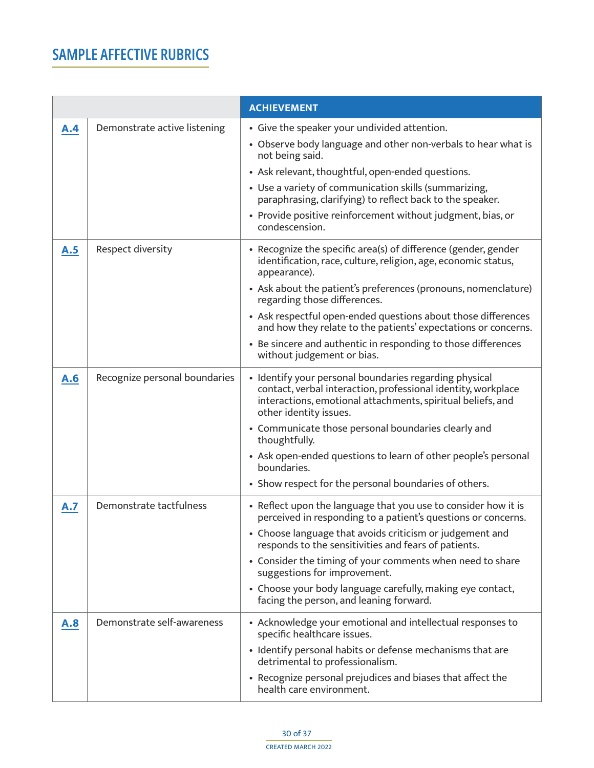## SAMPLE AFFECTIVE RUBRICS

| | | ACHIEVEMENT |
|---|---|---|
| **A.4** | Demonstrate active listening | • Give the speaker your undivided attention.<br>• Observe body language and other non-verbals to hear what is not being said.<br>• Ask relevant, thoughtful, open-ended questions.<br>• Use a variety of communication skills (summarizing, paraphrasing, clarifying) to reflect back to the speaker.<br>• Provide positive reinforcement without judgment, bias, or condescension. |
| **A.5** | Respect diversity | • Recognize the specific area(s) of difference (gender, gender identification, race, culture, religion, age, economic status, appearance).<br>• Ask about the patient's preferences (pronouns, nomenclature) regarding those differences.<br>• Ask respectful open-ended questions about those differences and how they relate to the patients' expectations or concerns.<br>• Be sincere and authentic in responding to those differences without judgement or bias. |
| **A.6** | Recognize personal boundaries | • Identify your personal boundaries regarding physical contact, verbal interaction, professional identity, workplace interactions, emotional attachments, spiritual beliefs, and other identity issues.<br>• Communicate those personal boundaries clearly and thoughtfully.<br>• Ask open-ended questions to learn of other people's personal boundaries.<br>• Show respect for the personal boundaries of others. |
| **A.7** | Demonstrate tactfulness | • Reflect upon the language that you use to consider how it is perceived in responding to a patient's questions or concerns.<br>• Choose language that avoids criticism or judgement and responds to the sensitivities and fears of patients.<br>• Consider the timing of your comments when need to share suggestions for improvement.<br>• Choose your body language carefully, making eye contact, facing the person, and leaning forward. |
| **A.8** | Demonstrate self-awareness | • Acknowledge your emotional and intellectual responses to specific healthcare issues.<br>• Identify personal habits or defense mechanisms that are detrimental to professionalism.<br>• Recognize personal prejudices and biases that affect the health care environment. |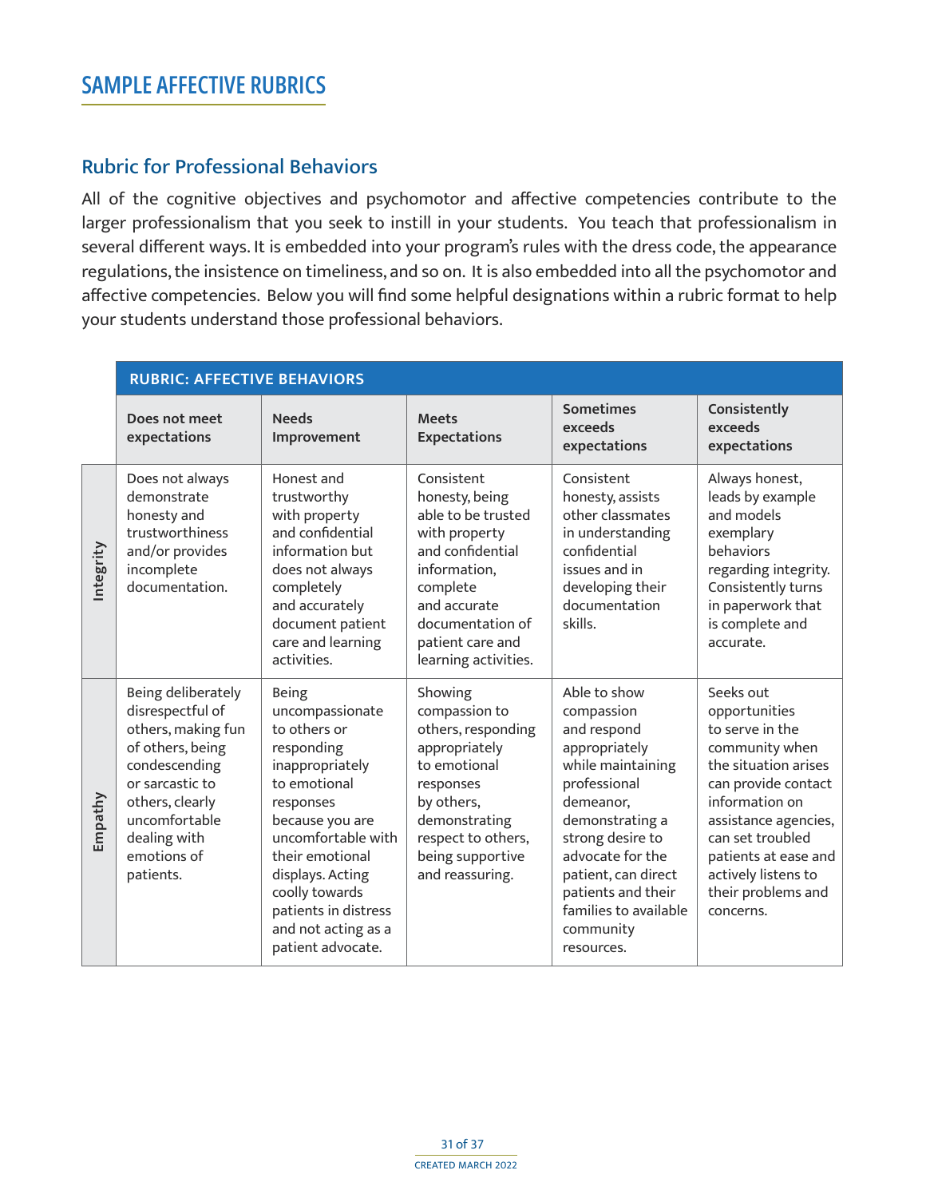# SAMPLE AFFECTIVE RUBRICS

## Rubric for Professional Behaviors

All of the cognitive objectives and psychomotor and affective competencies contribute to the larger professionalism that you seek to instill in your students. You teach that professionalism in several different ways. It is embedded into your program's rules with the dress code, the appearance regulations, the insistence on timeliness, and so on. It is also embedded into all the psychomotor and affective competencies. Below you will find some helpful designations within a rubric format to help your students understand those professional behaviors.

| RUBRIC: AFFECTIVE BEHAVIORS | | | | | |
|---|---|---|---|---|---|
| | **Does not meet expectations** | **Needs Improvement** | **Meets Expectations** | **Sometimes exceeds expectations** | **Consistently exceeds expectations** |
| **Integrity** | Does not always demonstrate honesty and trustworthiness and/or provides incomplete documentation. | Honest and trustworthy with property and confidential information but does not always completely and accurately document patient care and learning activities. | Consistent honesty, being able to be trusted with property and confidential information, complete and accurate documentation of patient care and learning activities. | Consistent honesty, assists other classmates in understanding confidential issues and in developing their documentation skills. | Always honest, leads by example and models exemplary behaviors regarding integrity. Consistently turns in paperwork that is complete and accurate. |
| **Empathy** | Being deliberately disrespectful of others, making fun of others, being condescending or sarcastic to others, clearly uncomfortable dealing with emotions of patients. | Being uncompassionate to others or responding inappropriately to emotional responses because you are uncomfortable with their emotional displays. Acting coolly towards patients in distress and not acting as a patient advocate. | Showing compassion to others, responding appropriately to emotional responses by others, demonstrating respect to others, being supportive and reassuring. | Able to show compassion and respond appropriately while maintaining professional demeanor, demonstrating a strong desire to advocate for the patient, can direct patients and their families to available community resources. | Seeks out opportunities to serve in the community when the situation arises can provide contact information on assistance agencies, can set troubled patients at ease and actively listens to their problems and concerns. |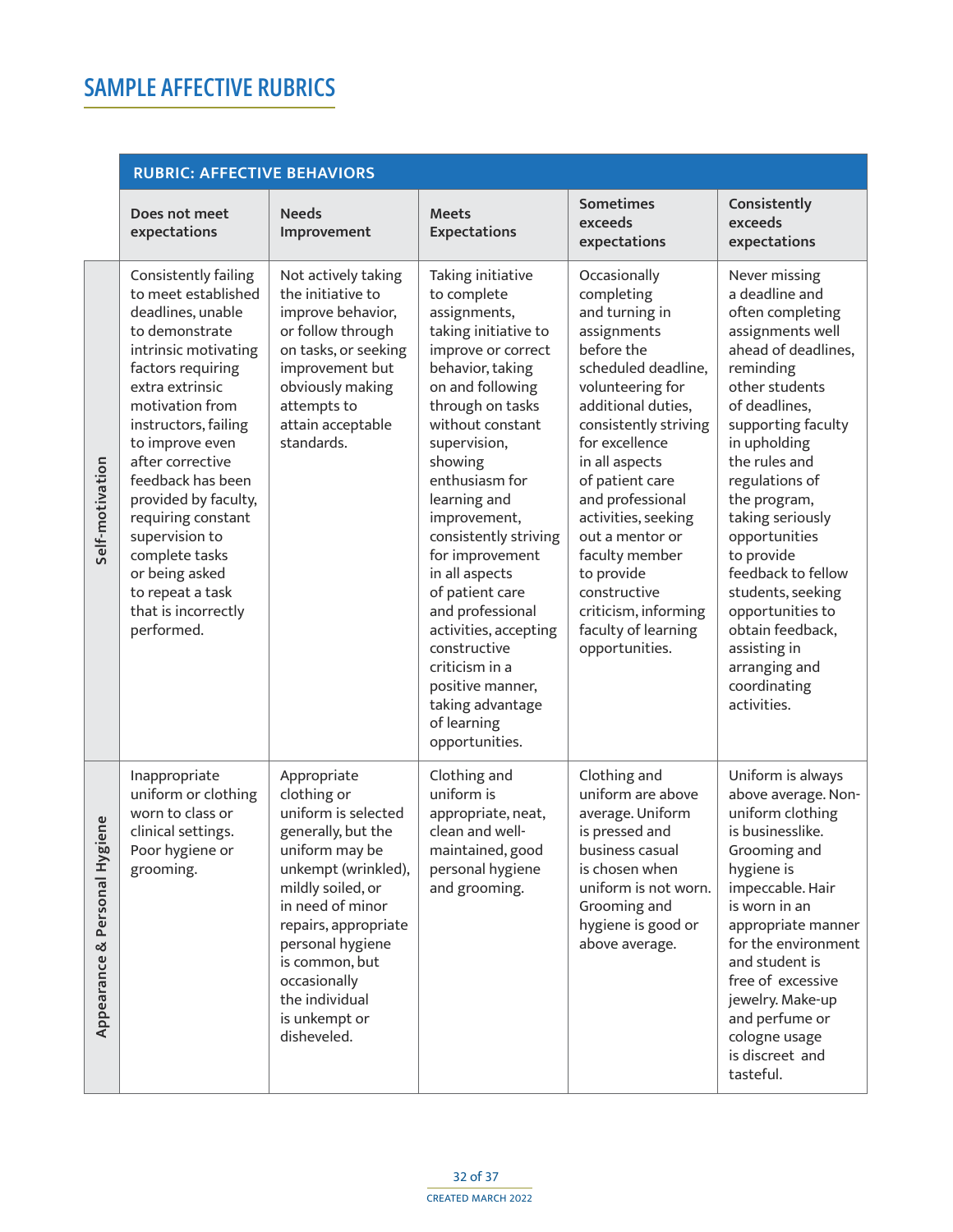# SAMPLE AFFECTIVE RUBRICS

**RUBRIC: AFFECTIVE BEHAVIORS**

| | Does not meet expectations | Needs Improvement | Meets Expectations | Sometimes exceeds expectations | Consistently exceeds expectations |
|---|---|---|---|---|---|
| **Self-motivation** | Consistently failing to meet established deadlines, unable to demonstrate intrinsic motivating factors requiring extra extrinsic motivation from instructors, failing to improve even after corrective feedback has been provided by faculty, requiring constant supervision to complete tasks or being asked to repeat a task that is incorrectly performed. | Not actively taking the initiative to improve behavior, or follow through on tasks, or seeking improvement but obviously making attempts to attain acceptable standards. | Taking initiative to complete assignments, taking initiative to improve or correct behavior, taking on and following through on tasks without constant supervision, showing enthusiasm for learning and improvement, consistently striving for improvement in all aspects of patient care and professional activities, accepting constructive criticism in a positive manner, taking advantage of learning opportunities. | Occasionally completing and turning in assignments before the scheduled deadline, volunteering for additional duties, consistently striving for excellence in all aspects of patient care and professional activities, seeking out a mentor or faculty member to provide constructive criticism, informing faculty of learning opportunities. | Never missing a deadline and often completing assignments well ahead of deadlines, reminding other students of deadlines, supporting faculty in upholding the rules and regulations of the program, taking seriously opportunities to provide feedback to fellow students, seeking opportunities to obtain feedback, assisting in arranging and coordinating activities. |
| **Appearance & Personal Hygiene** | Inappropriate uniform or clothing worn to class or clinical settings. Poor hygiene or grooming. | Appropriate clothing or uniform is selected generally, but the uniform may be unkempt (wrinkled), mildly soiled, or in need of minor repairs, appropriate personal hygiene is common, but occasionally the individual is unkempt or disheveled. | Clothing and uniform is appropriate, neat, clean and well-maintained, good personal hygiene and grooming. | Clothing and uniform are above average. Uniform is pressed and business casual is chosen when uniform is not worn. Grooming and hygiene is good or above average. | Uniform is always above average. Non-uniform clothing is businesslike. Grooming and hygiene is impeccable. Hair is worn in an appropriate manner for the environment and student is free of excessive jewelry. Make-up and perfume or cologne usage is discreet and tasteful. |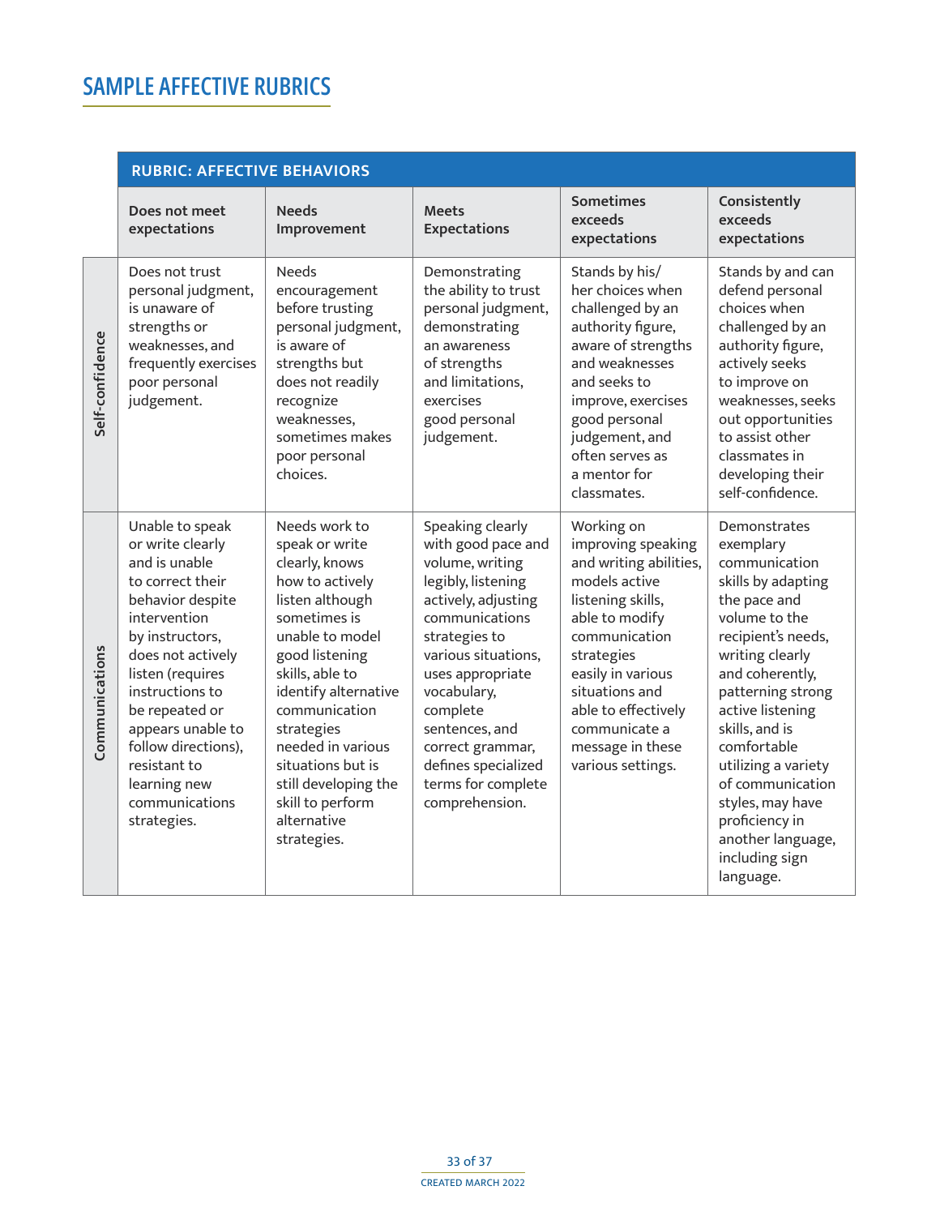# SAMPLE AFFECTIVE RUBRICS

| RUBRIC: AFFECTIVE BEHAVIORS | Does not meet expectations | Needs Improvement | Meets Expectations | Sometimes exceeds expectations | Consistently exceeds expectations |
|---|---|---|---|---|---|
| Self-confidence | Does not trust personal judgment, is unaware of strengths or weaknesses, and frequently exercises poor personal judgement. | Needs encouragement before trusting personal judgment, is aware of strengths but does not readily recognize weaknesses, sometimes makes poor personal choices. | Demonstrating the ability to trust personal judgment, demonstrating an awareness of strengths and limitations, exercises good personal judgement. | Stands by his/her choices when challenged by an authority figure, aware of strengths and weaknesses and seeks to improve, exercises good personal judgement, and often serves as a mentor for classmates. | Stands by and can defend personal choices when challenged by an authority figure, actively seeks to improve on weaknesses, seeks out opportunities to assist other classmates in developing their self-confidence. |
| Communications | Unable to speak or write clearly and is unable to correct their behavior despite intervention by instructors, does not actively listen (requires instructions to be repeated or appears unable to follow directions), resistant to learning new communications strategies. | Needs work to speak or write clearly, knows how to actively listen although sometimes is unable to model good listening skills, able to identify alternative communication strategies needed in various situations but is still developing the skill to perform alternative strategies. | Speaking clearly with good pace and volume, writing legibly, listening actively, adjusting communications strategies to various situations, uses appropriate vocabulary, complete sentences, and correct grammar, defines specialized terms for complete comprehension. | Working on improving speaking and writing abilities, models active listening skills, able to modify communication strategies easily in various situations and able to effectively communicate a message in these various settings. | Demonstrates exemplary communication skills by adapting the pace and volume to the recipient's needs, writing clearly and coherently, patterning strong active listening skills, and is comfortable utilizing a variety of communication styles, may have proficiency in another language, including sign language. |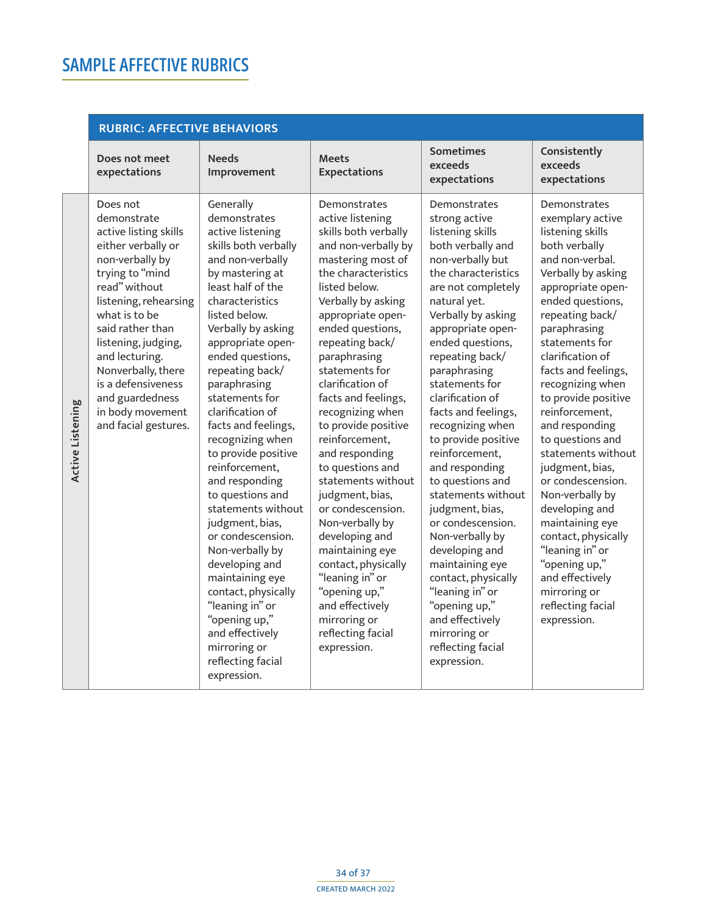# SAMPLE AFFECTIVE RUBRICS

**RUBRIC: AFFECTIVE BEHAVIORS**

| | Does not meet expectations | Needs Improvement | Meets Expectations | Sometimes exceeds expectations | Consistently exceeds expectations |
|---|---|---|---|---|---|
| **Active Listening** | Does not demonstrate active listing skills either verbally or non-verbally by trying to "mind read" without listening, rehearsing what is to be said rather than listening, judging, and lecturing. Nonverbally, there is a defensiveness and guardedness in body movement and facial gestures. | Generally demonstrates active listening skills both verbally and non-verbally by mastering at least half of the characteristics listed below. Verbally by asking appropriate open-ended questions, repeating back/ paraphrasing statements for clarification of facts and feelings, recognizing when to provide positive reinforcement, and responding to questions and statements without judgment, bias, or condescension. Non-verbally by developing and maintaining eye contact, physically "leaning in" or "opening up," and effectively mirroring or reflecting facial expression. | Demonstrates active listening skills both verbally and non-verbally by mastering most of the characteristics listed below. Verbally by asking appropriate open-ended questions, repeating back/ paraphrasing statements for clarification of facts and feelings, recognizing when to provide positive reinforcement, and responding to questions and statements without judgment, bias, or condescension. Non-verbally by developing and maintaining eye contact, physically "leaning in" or "opening up," and effectively mirroring or reflecting facial expression. | Demonstrates strong active listening skills both verbally and non-verbally but the characteristics are not completely natural yet. Verbally by asking appropriate open-ended questions, repeating back/ paraphrasing statements for clarification of facts and feelings, recognizing when to provide positive reinforcement, and responding to questions and statements without judgment, bias, or condescension. Non-verbally by developing and maintaining eye contact, physically "leaning in" or "opening up," and effectively mirroring or reflecting facial expression. | Demonstrates exemplary active listening skills both verbally and non-verbal. Verbally by asking appropriate open-ended questions, repeating back/ paraphrasing statements for clarification of facts and feelings, recognizing when to provide positive reinforcement, and responding to questions and statements without judgment, bias, or condescension. Non-verbally by developing and maintaining eye contact, physically "leaning in" or "opening up," and effectively mirroring or reflecting facial expression. |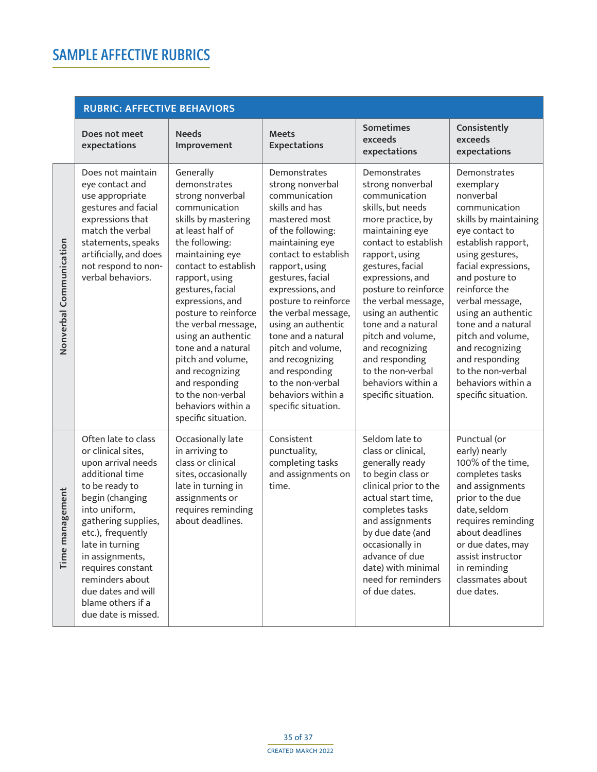# SAMPLE AFFECTIVE RUBRICS

**RUBRIC: AFFECTIVE BEHAVIORS**

| | Does not meet expectations | Needs Improvement | Meets Expectations | Sometimes exceeds expectations | Consistently exceeds expectations |
|---|---|---|---|---|---|
| **Nonverbal Communication** | Does not maintain eye contact and use appropriate gestures and facial expressions that match the verbal statements, speaks artificially, and does not respond to non-verbal behaviors. | Generally demonstrates strong nonverbal communication skills by mastering at least half of the following: maintaining eye contact to establish rapport, using gestures, facial expressions, and posture to reinforce the verbal message, using an authentic tone and a natural pitch and volume, and recognizing and responding to the non-verbal behaviors within a specific situation. | Demonstrates strong nonverbal communication skills and has mastered most of the following: maintaining eye contact to establish rapport, using gestures, facial expressions, and posture to reinforce the verbal message, using an authentic tone and a natural pitch and volume, and recognizing and responding to the non-verbal behaviors within a specific situation. | Demonstrates strong nonverbal communication skills, but needs more practice, by maintaining eye contact to establish rapport, using gestures, facial expressions, and posture to reinforce the verbal message, using an authentic tone and a natural pitch and volume, and recognizing and responding to the non-verbal behaviors within a specific situation. | Demonstrates exemplary nonverbal communication skills by maintaining eye contact to establish rapport, using gestures, facial expressions, and posture to reinforce the verbal message, using an authentic tone and a natural pitch and volume, and recognizing and responding to the non-verbal behaviors within a specific situation. |
| **Time management** | Often late to class or clinical sites, upon arrival needs additional time to be ready to begin (changing into uniform, gathering supplies, etc.), frequently late in turning in assignments, requires constant reminders about due dates and will blame others if a due date is missed. | Occasionally late in arriving to class or clinical sites, occasionally late in turning in assignments or requires reminding about deadlines. | Consistent punctuality, completing tasks and assignments on time. | Seldom late to class or clinical, generally ready to begin class or clinical prior to the actual start time, completes tasks and assignments by due date (and occasionally in advance of due date) with minimal need for reminders of due dates. | Punctual (or early) nearly 100% of the time, completes tasks and assignments prior to the due date, seldom requires reminding about deadlines or due dates, may assist instructor in reminding classmates about due dates. |

CREATED MARCH 2022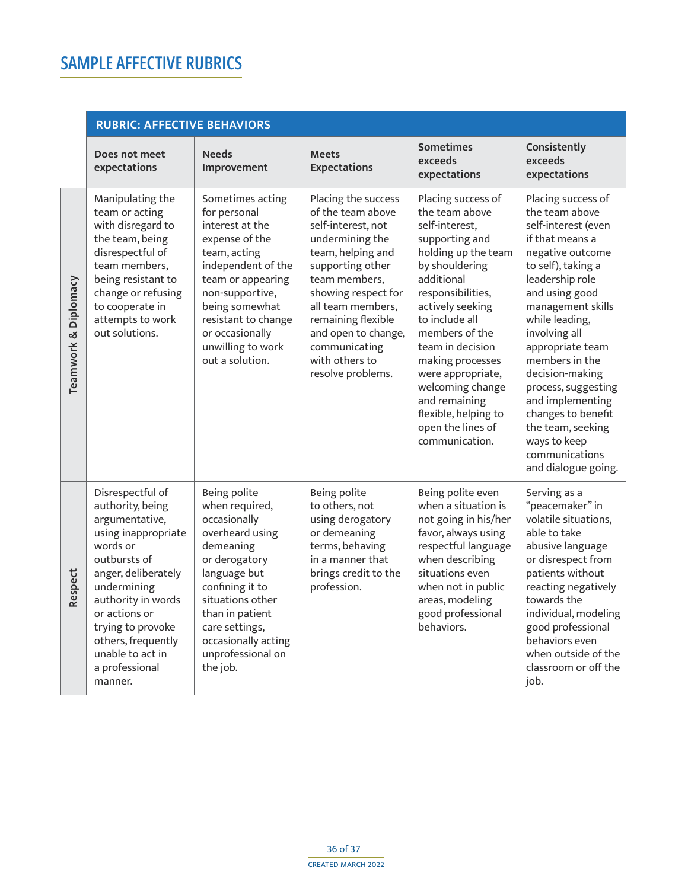# SAMPLE AFFECTIVE RUBRICS

| RUBRIC: AFFECTIVE BEHAVIORS | | | | | |
|---|---|---|---|---|---|
| | **Does not meet expectations** | **Needs Improvement** | **Meets Expectations** | **Sometimes exceeds expectations** | **Consistently exceeds expectations** |
| **Teamwork & Diplomacy** | Manipulating the team or acting with disregard to the team, being disrespectful of team members, being resistant to change or refusing to cooperate in attempts to work out solutions. | Sometimes acting for personal interest at the expense of the team, acting independent of the team or appearing non-supportive, being somewhat resistant to change or occasionally unwilling to work out a solution. | Placing the success of the team above self-interest, not undermining the team, helping and supporting other team members, showing respect for all team members, remaining flexible and open to change, communicating with others to resolve problems. | Placing success of the team above self-interest, supporting and holding up the team by shouldering additional responsibilities, actively seeking to include all members of the team in decision making processes were appropriate, welcoming change and remaining flexible, helping to open the lines of communication. | Placing success of the team above self-interest (even if that means a negative outcome to self), taking a leadership role and using good management skills while leading, involving all appropriate team members in the decision-making process, suggesting and implementing changes to benefit the team, seeking ways to keep communications and dialogue going. |
| **Respect** | Disrespectful of authority, being argumentative, using inappropriate words or outbursts of anger, deliberately undermining authority in words or actions or trying to provoke others, frequently unable to act in a professional manner. | Being polite when required, occasionally overheard using demeaning or derogatory language but confining it to situations other than in patient care settings, occasionally acting unprofessional on the job. | Being polite to others, not using derogatory or demeaning terms, behaving in a manner that brings credit to the profession. | Being polite even when a situation is not going in his/her favor, always using respectful language when describing situations even when not in public areas, modeling good professional behaviors. | Serving as a "peacemaker" in volatile situations, able to take abusive language or disrespect from patients without reacting negatively towards the individual, modeling good professional behaviors even when outside of the classroom or off the job. |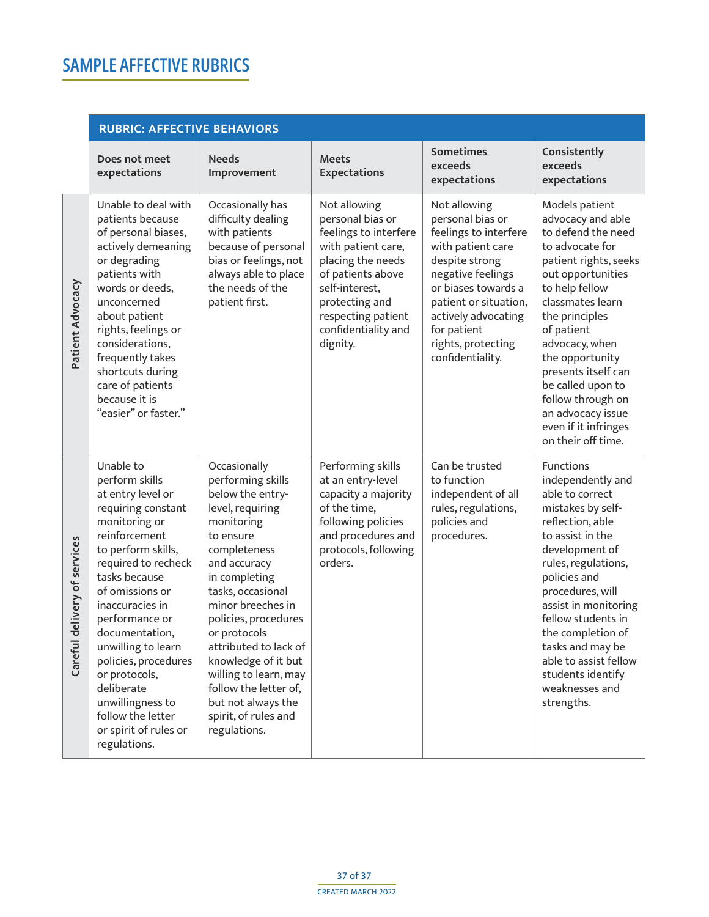# SAMPLE AFFECTIVE RUBRICS

**RUBRIC: AFFECTIVE BEHAVIORS**

| | Does not meet expectations | Needs Improvement | Meets Expectations | Sometimes exceeds expectations | Consistently exceeds expectations |
|---|---|---|---|---|---|
| **Patient Advocacy** | Unable to deal with patients because of personal biases, actively demeaning or degrading patients with words or deeds, unconcerned about patient rights, feelings or considerations, frequently takes shortcuts during care of patients because it is "easier" or faster." | Occasionally has difficulty dealing with patients because of personal bias or feelings, not always able to place the needs of the patient first. | Not allowing personal bias or feelings to interfere with patient care, placing the needs of patients above self-interest, protecting and respecting patient confidentiality and dignity. | Not allowing personal bias or feelings to interfere with patient care despite strong negative feelings or biases towards a patient or situation, actively advocating for patient rights, protecting confidentiality. | Models patient advocacy and able to defend the need to advocate for patient rights, seeks out opportunities to help fellow classmates learn the principles of patient advocacy, when the opportunity presents itself can be called upon to follow through on an advocacy issue even if it infringes on their off time. |
| **Careful delivery of services** | Unable to perform skills at entry level or requiring constant monitoring or reinforcement to perform skills, required to recheck tasks because of omissions or inaccuracies in performance or documentation, unwilling to learn policies, procedures or protocols, deliberate unwillingness to follow the letter or spirit of rules or regulations. | Occasionally performing skills below the entry-level, requiring monitoring to ensure completeness and accuracy in completing tasks, occasional minor breeches in policies, procedures or protocols attributed to lack of knowledge of it but willing to learn, may follow the letter of, but not always the spirit, of rules and regulations. | Performing skills at an entry-level capacity a majority of the time, following policies and procedures and protocols, following orders. | Can be trusted to function independent of all rules, regulations, policies and procedures. | Functions independently and able to correct mistakes by self-reflection, able to assist in the development of rules, regulations, policies and procedures, will assist in monitoring fellow students in the completion of tasks and may be able to assist fellow students identify weaknesses and strengths. |

CREATED MARCH 2022